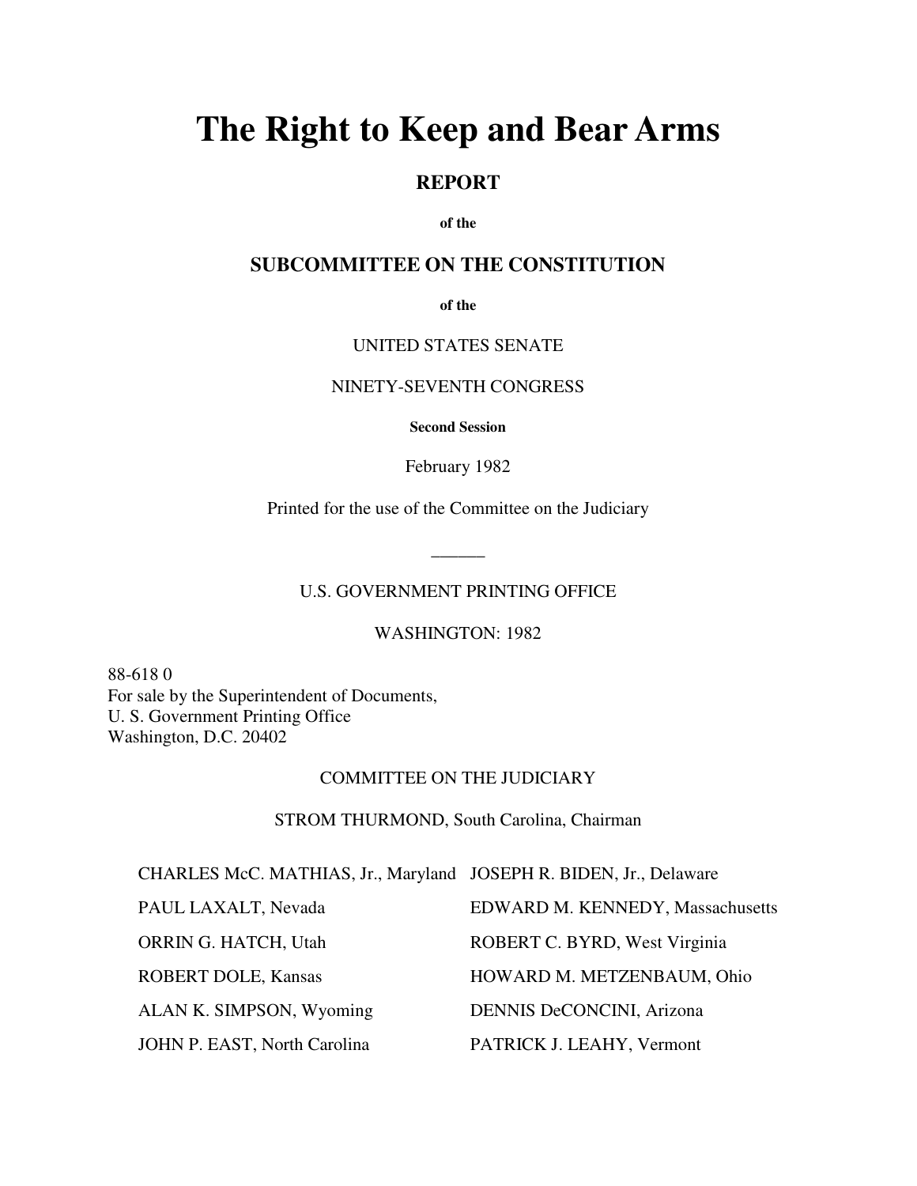# The Right to Keep and Bear Arms

## REPORT

**of the**

## SUBCOMMITTEE ON THE CONSTITUTION

**of the**

UNITED STATES SENATE

NINETY-SEVENTH CONGRESS

**Second Session**

February 1982

Printed for the use of the Committee on the Judiciary

______

U.S. GOVERNMENT PRINTING OFFICE

WASHINGTON: 1982

88-618 0
For sale by the Superintendent of Documents,
U. S. Government Printing Office
Washington, D.C. 20402

COMMITTEE ON THE JUDICIARY

STROM THURMOND, South Carolina, Chairman

| | |
|---|---|
| CHARLES McC. MATHIAS, Jr., Maryland | JOSEPH R. BIDEN, Jr., Delaware |
| PAUL LAXALT, Nevada | EDWARD M. KENNEDY, Massachusetts |
| ORRIN G. HATCH, Utah | ROBERT C. BYRD, West Virginia |
| ROBERT DOLE, Kansas | HOWARD M. METZENBAUM, Ohio |
| ALAN K. SIMPSON, Wyoming | DENNIS DeCONCINI, Arizona |
| JOHN P. EAST, North Carolina | PATRICK J. LEAHY, Vermont |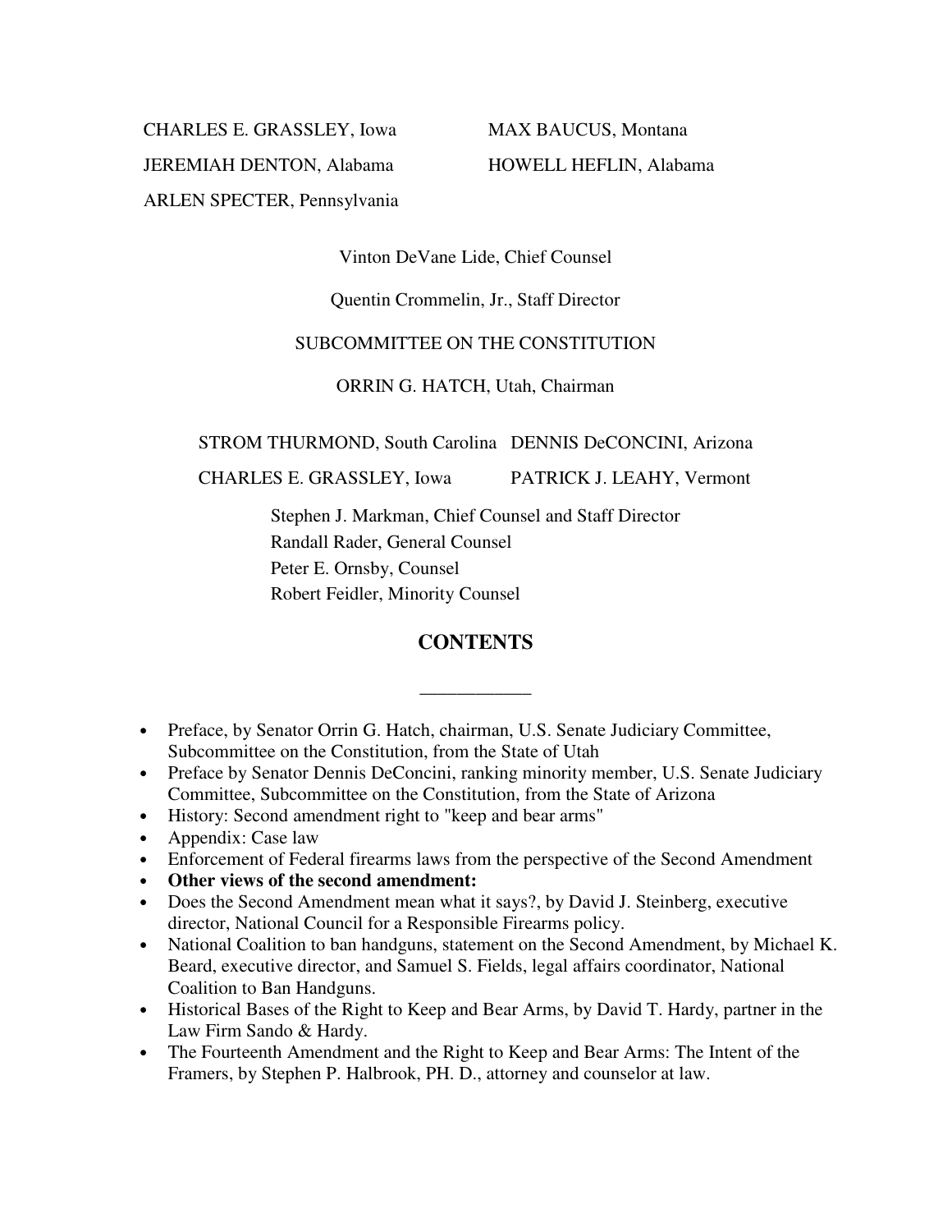CHARLES E. GRASSLEY, Iowa

JEREMIAH DENTON, Alabama

ARLEN SPECTER, Pennsylvania

MAX BAUCUS, Montana

HOWELL HEFLIN, Alabama

Vinton DeVane Lide, Chief Counsel

Quentin Crommelin, Jr., Staff Director

SUBCOMMITTEE ON THE CONSTITUTION

ORRIN G. HATCH, Utah, Chairman

STROM THURMOND, South Carolina

CHARLES E. GRASSLEY, Iowa

DENNIS DeCONCINI, Arizona

PATRICK J. LEAHY, Vermont

Stephen J. Markman, Chief Counsel and Staff Director
Randall Rader, General Counsel
Peter E. Ornsby, Counsel
Robert Feidler, Minority Counsel

## CONTENTS

___________

- Preface, by Senator Orrin G. Hatch, chairman, U.S. Senate Judiciary Committee, Subcommittee on the Constitution, from the State of Utah
- Preface by Senator Dennis DeConcini, ranking minority member, U.S. Senate Judiciary Committee, Subcommittee on the Constitution, from the State of Arizona
- History: Second amendment right to "keep and bear arms"
- Appendix: Case law
- Enforcement of Federal firearms laws from the perspective of the Second Amendment
- **Other views of the second amendment:**
- Does the Second Amendment mean what it says?, by David J. Steinberg, executive director, National Council for a Responsible Firearms policy.
- National Coalition to ban handguns, statement on the Second Amendment, by Michael K. Beard, executive director, and Samuel S. Fields, legal affairs coordinator, National Coalition to Ban Handguns.
- Historical Bases of the Right to Keep and Bear Arms, by David T. Hardy, partner in the Law Firm Sando & Hardy.
- The Fourteenth Amendment and the Right to Keep and Bear Arms: The Intent of the Framers, by Stephen P. Halbrook, PH. D., attorney and counselor at law.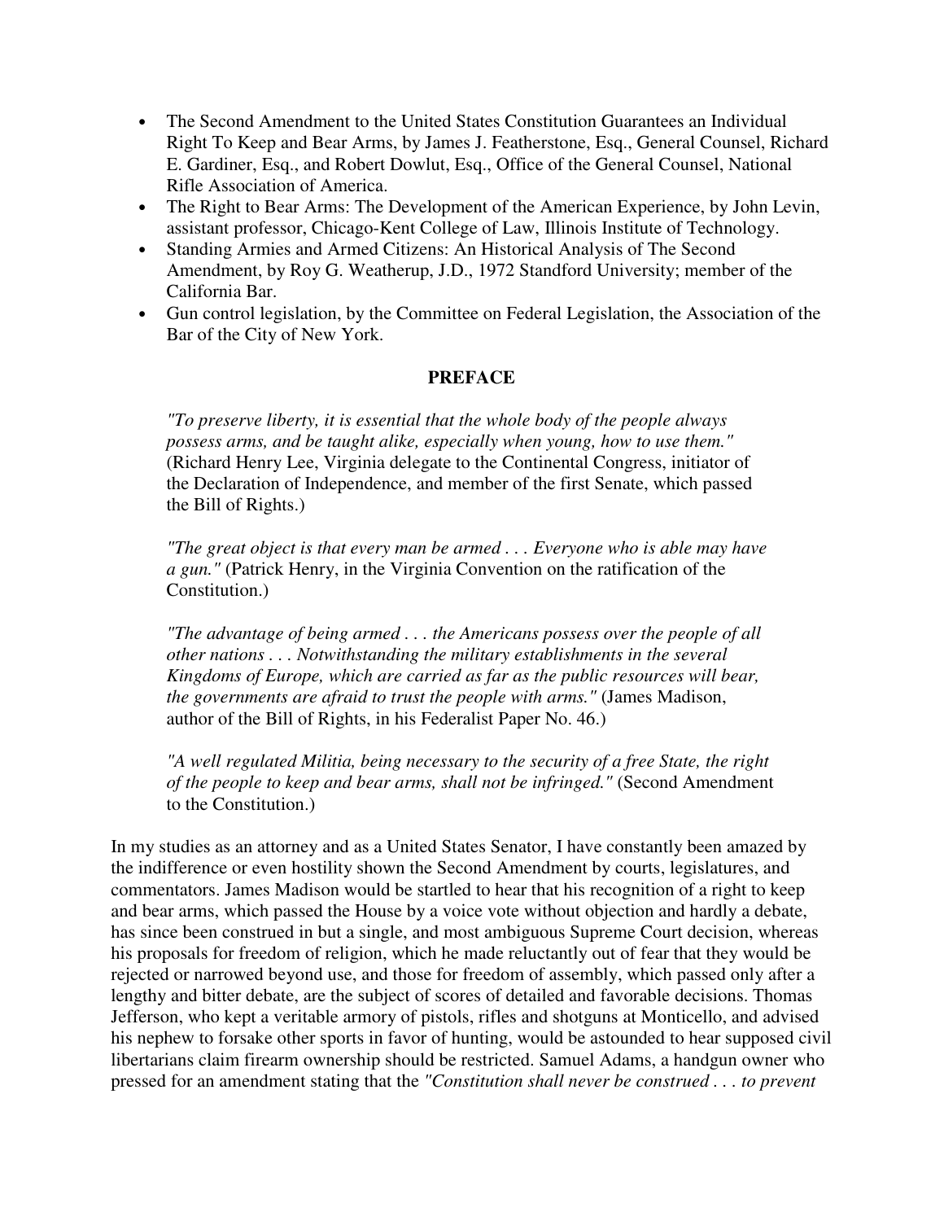- The Second Amendment to the United States Constitution Guarantees an Individual Right To Keep and Bear Arms, by James J. Featherstone, Esq., General Counsel, Richard E. Gardiner, Esq., and Robert Dowlut, Esq., Office of the General Counsel, National Rifle Association of America.
- The Right to Bear Arms: The Development of the American Experience, by John Levin, assistant professor, Chicago-Kent College of Law, Illinois Institute of Technology.
- Standing Armies and Armed Citizens: An Historical Analysis of The Second Amendment, by Roy G. Weatherup, J.D., 1972 Standford University; member of the California Bar.
- Gun control legislation, by the Committee on Federal Legislation, the Association of the Bar of the City of New York.

## PREFACE

> *"To preserve liberty, it is essential that the whole body of the people always possess arms, and be taught alike, especially when young, how to use them."* (Richard Henry Lee, Virginia delegate to the Continental Congress, initiator of the Declaration of Independence, and member of the first Senate, which passed the Bill of Rights.)
>
> *"The great object is that every man be armed . . . Everyone who is able may have a gun."* (Patrick Henry, in the Virginia Convention on the ratification of the Constitution.)
>
> *"The advantage of being armed . . . the Americans possess over the people of all other nations . . . Notwithstanding the military establishments in the several Kingdoms of Europe, which are carried as far as the public resources will bear, the governments are afraid to trust the people with arms."* (James Madison, author of the Bill of Rights, in his Federalist Paper No. 46.)
>
> *"A well regulated Militia, being necessary to the security of a free State, the right of the people to keep and bear arms, shall not be infringed."* (Second Amendment to the Constitution.)

In my studies as an attorney and as a United States Senator, I have constantly been amazed by the indifference or even hostility shown the Second Amendment by courts, legislatures, and commentators. James Madison would be startled to hear that his recognition of a right to keep and bear arms, which passed the House by a voice vote without objection and hardly a debate, has since been construed in but a single, and most ambiguous Supreme Court decision, whereas his proposals for freedom of religion, which he made reluctantly out of fear that they would be rejected or narrowed beyond use, and those for freedom of assembly, which passed only after a lengthy and bitter debate, are the subject of scores of detailed and favorable decisions. Thomas Jefferson, who kept a veritable armory of pistols, rifles and shotguns at Monticello, and advised his nephew to forsake other sports in favor of hunting, would be astounded to hear supposed civil libertarians claim firearm ownership should be restricted. Samuel Adams, a handgun owner who pressed for an amendment stating that the *"Constitution shall never be construed . . . to prevent*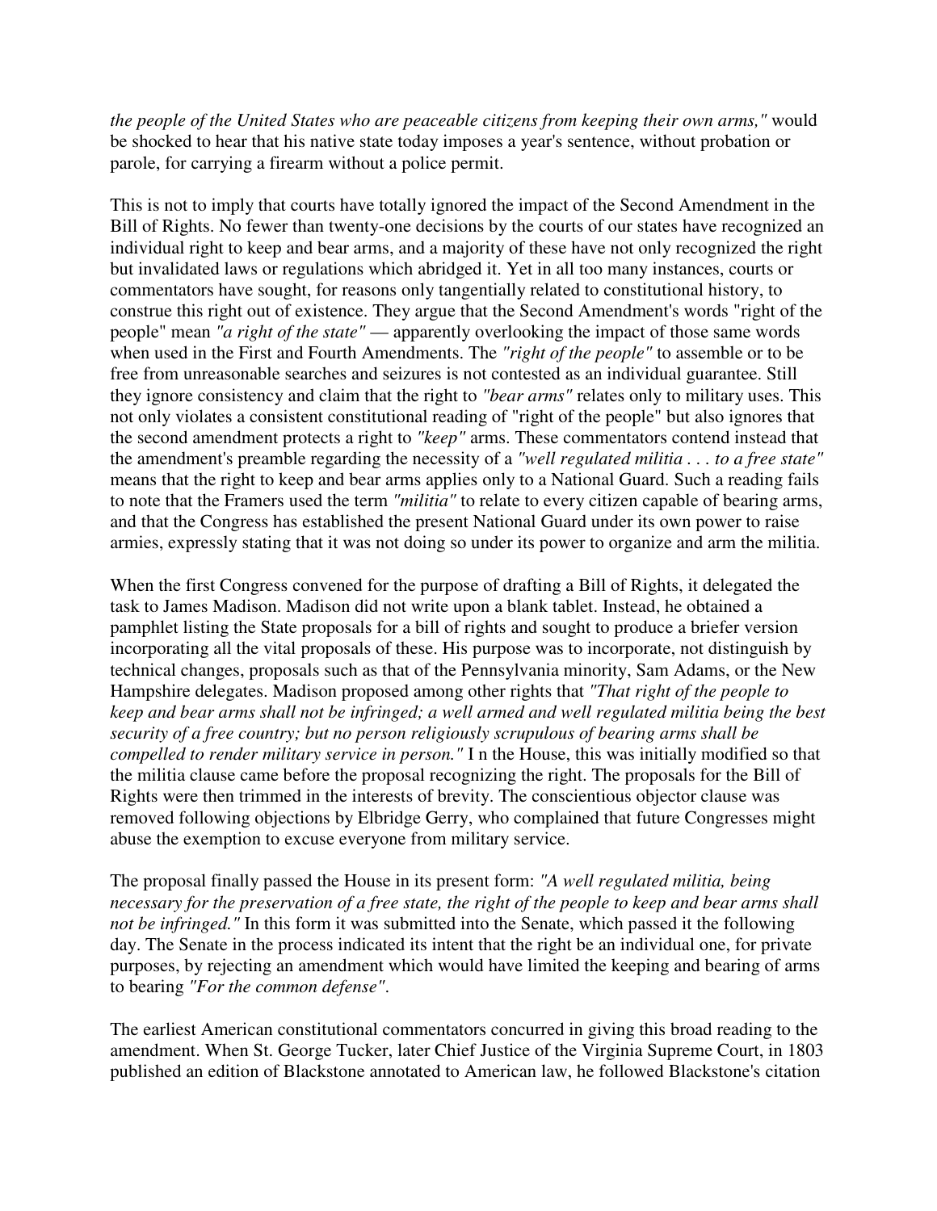*the people of the United States who are peaceable citizens from keeping their own arms,"* would be shocked to hear that his native state today imposes a year's sentence, without probation or parole, for carrying a firearm without a police permit.

This is not to imply that courts have totally ignored the impact of the Second Amendment in the Bill of Rights. No fewer than twenty-one decisions by the courts of our states have recognized an individual right to keep and bear arms, and a majority of these have not only recognized the right but invalidated laws or regulations which abridged it. Yet in all too many instances, courts or commentators have sought, for reasons only tangentially related to constitutional history, to construe this right out of existence. They argue that the Second Amendment's words "right of the people" mean *"a right of the state"* — apparently overlooking the impact of those same words when used in the First and Fourth Amendments. The *"right of the people"* to assemble or to be free from unreasonable searches and seizures is not contested as an individual guarantee. Still they ignore consistency and claim that the right to *"bear arms"* relates only to military uses. This not only violates a consistent constitutional reading of "right of the people" but also ignores that the second amendment protects a right to *"keep"* arms. These commentators contend instead that the amendment's preamble regarding the necessity of a *"well regulated militia . . . to a free state"* means that the right to keep and bear arms applies only to a National Guard. Such a reading fails to note that the Framers used the term *"militia"* to relate to every citizen capable of bearing arms, and that the Congress has established the present National Guard under its own power to raise armies, expressly stating that it was not doing so under its power to organize and arm the militia.

When the first Congress convened for the purpose of drafting a Bill of Rights, it delegated the task to James Madison. Madison did not write upon a blank tablet. Instead, he obtained a pamphlet listing the State proposals for a bill of rights and sought to produce a briefer version incorporating all the vital proposals of these. His purpose was to incorporate, not distinguish by technical changes, proposals such as that of the Pennsylvania minority, Sam Adams, or the New Hampshire delegates. Madison proposed among other rights that *"That right of the people to keep and bear arms shall not be infringed; a well armed and well regulated militia being the best security of a free country; but no person religiously scrupulous of bearing arms shall be compelled to render military service in person."* I n the House, this was initially modified so that the militia clause came before the proposal recognizing the right. The proposals for the Bill of Rights were then trimmed in the interests of brevity. The conscientious objector clause was removed following objections by Elbridge Gerry, who complained that future Congresses might abuse the exemption to excuse everyone from military service.

The proposal finally passed the House in its present form: *"A well regulated militia, being necessary for the preservation of a free state, the right of the people to keep and bear arms shall not be infringed."* In this form it was submitted into the Senate, which passed it the following day. The Senate in the process indicated its intent that the right be an individual one, for private purposes, by rejecting an amendment which would have limited the keeping and bearing of arms to bearing *"For the common defense"*.

The earliest American constitutional commentators concurred in giving this broad reading to the amendment. When St. George Tucker, later Chief Justice of the Virginia Supreme Court, in 1803 published an edition of Blackstone annotated to American law, he followed Blackstone's citation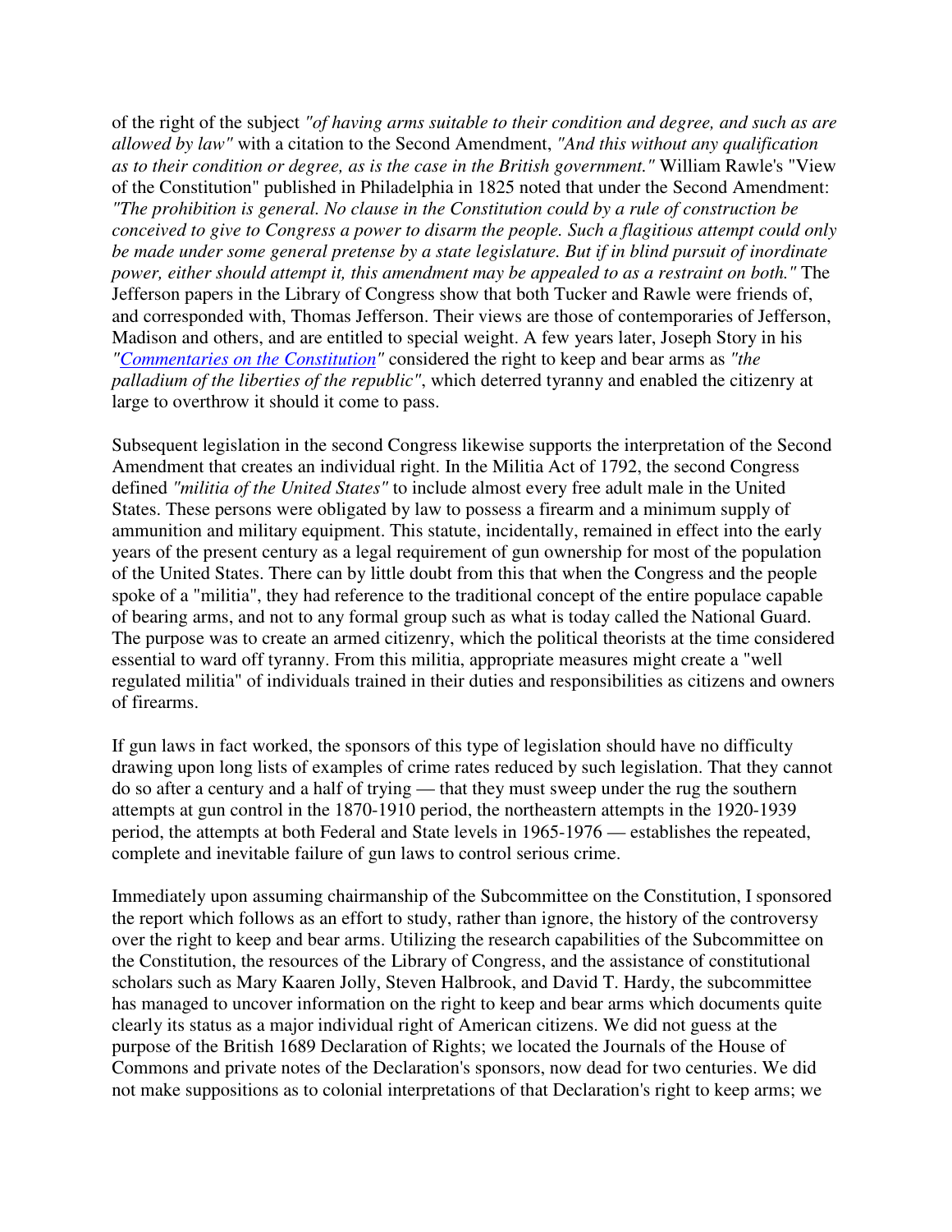of the right of the subject *"of having arms suitable to their condition and degree, and such as are allowed by law"* with a citation to the Second Amendment, *"And this without any qualification as to their condition or degree, as is the case in the British government."* William Rawle's "View of the Constitution" published in Philadelphia in 1825 noted that under the Second Amendment: *"The prohibition is general. No clause in the Constitution could by a rule of construction be conceived to give to Congress a power to disarm the people. Such a flagitious attempt could only be made under some general pretense by a state legislature. But if in blind pursuit of inordinate power, either should attempt it, this amendment may be appealed to as a restraint on both."* The Jefferson papers in the Library of Congress show that both Tucker and Rawle were friends of, and corresponded with, Thomas Jefferson. Their views are those of contemporaries of Jefferson, Madison and others, and are entitled to special weight. A few years later, Joseph Story in his *"Commentaries on the Constitution"* considered the right to keep and bear arms as *"the palladium of the liberties of the republic"*, which deterred tyranny and enabled the citizenry at large to overthrow it should it come to pass.

Subsequent legislation in the second Congress likewise supports the interpretation of the Second Amendment that creates an individual right. In the Militia Act of 1792, the second Congress defined *"militia of the United States"* to include almost every free adult male in the United States. These persons were obligated by law to possess a firearm and a minimum supply of ammunition and military equipment. This statute, incidentally, remained in effect into the early years of the present century as a legal requirement of gun ownership for most of the population of the United States. There can by little doubt from this that when the Congress and the people spoke of a "militia", they had reference to the traditional concept of the entire populace capable of bearing arms, and not to any formal group such as what is today called the National Guard. The purpose was to create an armed citizenry, which the political theorists at the time considered essential to ward off tyranny. From this militia, appropriate measures might create a "well regulated militia" of individuals trained in their duties and responsibilities as citizens and owners of firearms.

If gun laws in fact worked, the sponsors of this type of legislation should have no difficulty drawing upon long lists of examples of crime rates reduced by such legislation. That they cannot do so after a century and a half of trying — that they must sweep under the rug the southern attempts at gun control in the 1870-1910 period, the northeastern attempts in the 1920-1939 period, the attempts at both Federal and State levels in 1965-1976 — establishes the repeated, complete and inevitable failure of gun laws to control serious crime.

Immediately upon assuming chairmanship of the Subcommittee on the Constitution, I sponsored the report which follows as an effort to study, rather than ignore, the history of the controversy over the right to keep and bear arms. Utilizing the research capabilities of the Subcommittee on the Constitution, the resources of the Library of Congress, and the assistance of constitutional scholars such as Mary Kaaren Jolly, Steven Halbrook, and David T. Hardy, the subcommittee has managed to uncover information on the right to keep and bear arms which documents quite clearly its status as a major individual right of American citizens. We did not guess at the purpose of the British 1689 Declaration of Rights; we located the Journals of the House of Commons and private notes of the Declaration's sponsors, now dead for two centuries. We did not make suppositions as to colonial interpretations of that Declaration's right to keep arms; we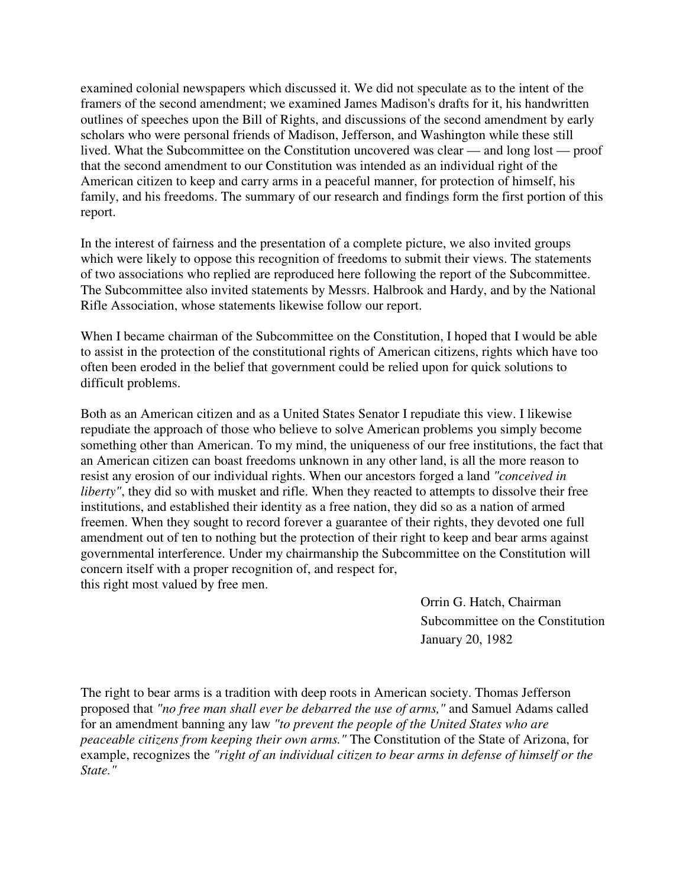examined colonial newspapers which discussed it. We did not speculate as to the intent of the framers of the second amendment; we examined James Madison's drafts for it, his handwritten outlines of speeches upon the Bill of Rights, and discussions of the second amendment by early scholars who were personal friends of Madison, Jefferson, and Washington while these still lived. What the Subcommittee on the Constitution uncovered was clear — and long lost — proof that the second amendment to our Constitution was intended as an individual right of the American citizen to keep and carry arms in a peaceful manner, for protection of himself, his family, and his freedoms. The summary of our research and findings form the first portion of this report.

In the interest of fairness and the presentation of a complete picture, we also invited groups which were likely to oppose this recognition of freedoms to submit their views. The statements of two associations who replied are reproduced here following the report of the Subcommittee. The Subcommittee also invited statements by Messrs. Halbrook and Hardy, and by the National Rifle Association, whose statements likewise follow our report.

When I became chairman of the Subcommittee on the Constitution, I hoped that I would be able to assist in the protection of the constitutional rights of American citizens, rights which have too often been eroded in the belief that government could be relied upon for quick solutions to difficult problems.

Both as an American citizen and as a United States Senator I repudiate this view. I likewise repudiate the approach of those who believe to solve American problems you simply become something other than American. To my mind, the uniqueness of our free institutions, the fact that an American citizen can boast freedoms unknown in any other land, is all the more reason to resist any erosion of our individual rights. When our ancestors forged a land *"conceived in liberty"*, they did so with musket and rifle. When they reacted to attempts to dissolve their free institutions, and established their identity as a free nation, they did so as a nation of armed freemen. When they sought to record forever a guarantee of their rights, they devoted one full amendment out of ten to nothing but the protection of their right to keep and bear arms against governmental interference. Under my chairmanship the Subcommittee on the Constitution will concern itself with a proper recognition of, and respect for, this right most valued by free men.

Orrin G. Hatch, Chairman
Subcommittee on the Constitution
January 20, 1982

The right to bear arms is a tradition with deep roots in American society. Thomas Jefferson proposed that *"no free man shall ever be debarred the use of arms,"* and Samuel Adams called for an amendment banning any law *"to prevent the people of the United States who are peaceable citizens from keeping their own arms."* The Constitution of the State of Arizona, for example, recognizes the *"right of an individual citizen to bear arms in defense of himself or the State."*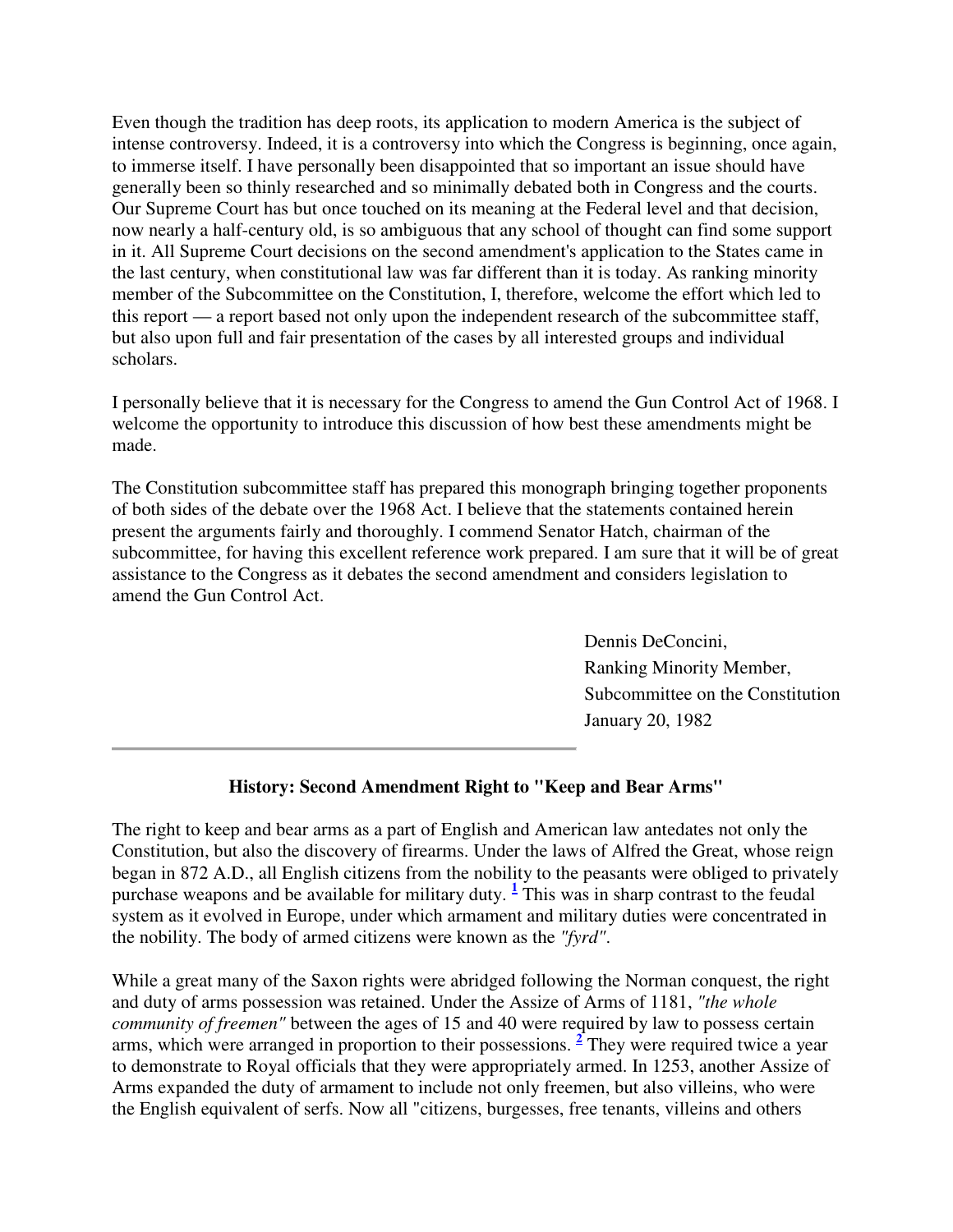Even though the tradition has deep roots, its application to modern America is the subject of intense controversy. Indeed, it is a controversy into which the Congress is beginning, once again, to immerse itself. I have personally been disappointed that so important an issue should have generally been so thinly researched and so minimally debated both in Congress and the courts. Our Supreme Court has but once touched on its meaning at the Federal level and that decision, now nearly a half-century old, is so ambiguous that any school of thought can find some support in it. All Supreme Court decisions on the second amendment's application to the States came in the last century, when constitutional law was far different than it is today. As ranking minority member of the Subcommittee on the Constitution, I, therefore, welcome the effort which led to this report — a report based not only upon the independent research of the subcommittee staff, but also upon full and fair presentation of the cases by all interested groups and individual scholars.

I personally believe that it is necessary for the Congress to amend the Gun Control Act of 1968. I welcome the opportunity to introduce this discussion of how best these amendments might be made.

The Constitution subcommittee staff has prepared this monograph bringing together proponents of both sides of the debate over the 1968 Act. I believe that the statements contained herein present the arguments fairly and thoroughly. I commend Senator Hatch, chairman of the subcommittee, for having this excellent reference work prepared. I am sure that it will be of great assistance to the Congress as it debates the second amendment and considers legislation to amend the Gun Control Act.

Dennis DeConcini,
Ranking Minority Member,
Subcommittee on the Constitution
January 20, 1982

---

### History: Second Amendment Right to "Keep and Bear Arms"

The right to keep and bear arms as a part of English and American law antedates not only the Constitution, but also the discovery of firearms. Under the laws of Alfred the Great, whose reign began in 872 A.D., all English citizens from the nobility to the peasants were obliged to privately purchase weapons and be available for military duty. [1] This was in sharp contrast to the feudal system as it evolved in Europe, under which armament and military duties were concentrated in the nobility. The body of armed citizens were known as the *"fyrd"*.

While a great many of the Saxon rights were abridged following the Norman conquest, the right and duty of arms possession was retained. Under the Assize of Arms of 1181, *"the whole community of freemen"* between the ages of 15 and 40 were required by law to possess certain arms, which were arranged in proportion to their possessions. [2] They were required twice a year to demonstrate to Royal officials that they were appropriately armed. In 1253, another Assize of Arms expanded the duty of armament to include not only freemen, but also villeins, who were the English equivalent of serfs. Now all "citizens, burgesses, free tenants, villeins and others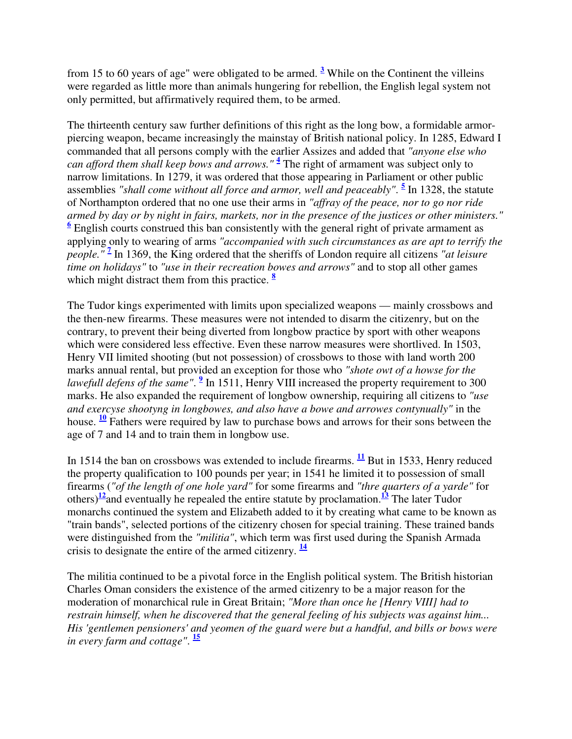from 15 to 60 years of age" were obligated to be armed. [3] While on the Continent the villeins were regarded as little more than animals hungering for rebellion, the English legal system not only permitted, but affirmatively required them, to be armed.

The thirteenth century saw further definitions of this right as the long bow, a formidable armor-piercing weapon, became increasingly the mainstay of British national policy. In 1285, Edward I commanded that all persons comply with the earlier Assizes and added that *"anyone else who can afford them shall keep bows and arrows."* [4] The right of armament was subject only to narrow limitations. In 1279, it was ordered that those appearing in Parliament or other public assemblies *"shall come without all force and armor, well and peaceably"*. [5] In 1328, the statute of Northampton ordered that no one use their arms in *"affray of the peace, nor to go nor ride armed by day or by night in fairs, markets, nor in the presence of the justices or other ministers."* [6] English courts construed this ban consistently with the general right of private armament as applying only to wearing of arms *"accompanied with such circumstances as are apt to terrify the people."* [7] In 1369, the King ordered that the sheriffs of London require all citizens *"at leisure time on holidays"* to *"use in their recreation bowes and arrows"* and to stop all other games which might distract them from this practice. [8]

The Tudor kings experimented with limits upon specialized weapons — mainly crossbows and the then-new firearms. These measures were not intended to disarm the citizenry, but on the contrary, to prevent their being diverted from longbow practice by sport with other weapons which were considered less effective. Even these narrow measures were shortlived. In 1503, Henry VII limited shooting (but not possession) of crossbows to those with land worth 200 marks annual rental, but provided an exception for those who *"shote owt of a howse for the lawefull defens of the same"*. [9] In 1511, Henry VIII increased the property requirement to 300 marks. He also expanded the requirement of longbow ownership, requiring all citizens to *"use and exercyse shootyng in longbowes, and also have a bowe and arrowes contynually"* in the house. [10] Fathers were required by law to purchase bows and arrows for their sons between the age of 7 and 14 and to train them in longbow use.

In 1514 the ban on crossbows was extended to include firearms. [11] But in 1533, Henry reduced the property qualification to 100 pounds per year; in 1541 he limited it to possession of small firearms (*"of the length of one hole yard"* for some firearms and *"thre quarters of a yarde"* for others)[12] and eventually he repealed the entire statute by proclamation.[13] The later Tudor monarchs continued the system and Elizabeth added to it by creating what came to be known as "train bands", selected portions of the citizenry chosen for special training. These trained bands were distinguished from the *"militia"*, which term was first used during the Spanish Armada crisis to designate the entire of the armed citizenry. [14]

The militia continued to be a pivotal force in the English political system. The British historian Charles Oman considers the existence of the armed citizenry to be a major reason for the moderation of monarchical rule in Great Britain; *"More than once he [Henry VIII] had to restrain himself, when he discovered that the general feeling of his subjects was against him... His 'gentlemen pensioners' and yeomen of the guard were but a handful, and bills or bows were in every farm and cottage"*. [15]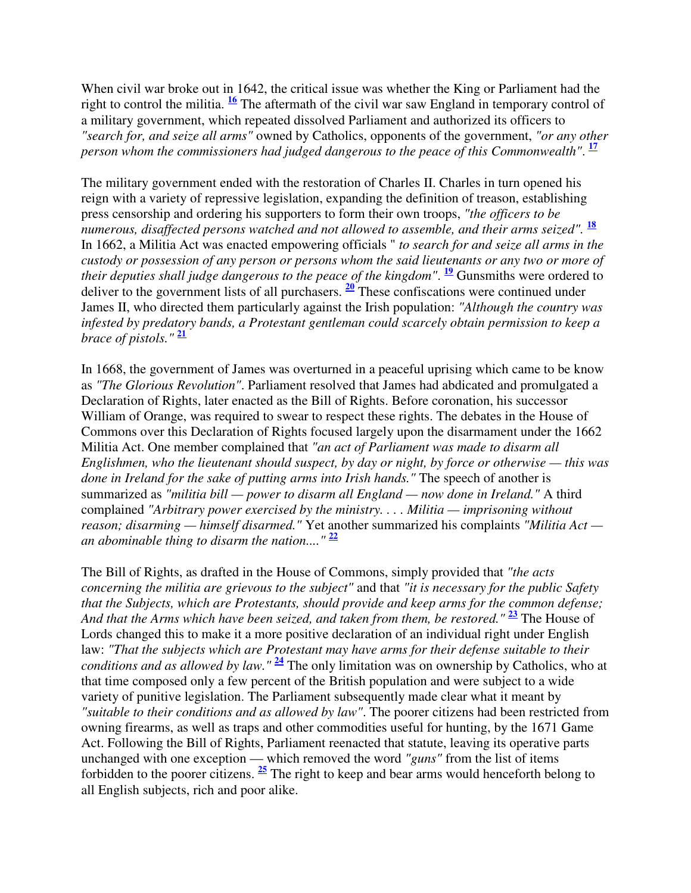When civil war broke out in 1642, the critical issue was whether the King or Parliament had the right to control the militia. [16] The aftermath of the civil war saw England in temporary control of a military government, which repeated dissolved Parliament and authorized its officers to *"search for, and seize all arms"* owned by Catholics, opponents of the government, *"or any other person whom the commissioners had judged dangerous to the peace of this Commonwealth"*. [17]

The military government ended with the restoration of Charles II. Charles in turn opened his reign with a variety of repressive legislation, expanding the definition of treason, establishing press censorship and ordering his supporters to form their own troops, *"the officers to be numerous, disaffected persons watched and not allowed to assemble, and their arms seized"*. [18] In 1662, a Militia Act was enacted empowering officials " *to search for and seize all arms in the custody or possession of any person or persons whom the said lieutenants or any two or more of their deputies shall judge dangerous to the peace of the kingdom"*. [19] Gunsmiths were ordered to deliver to the government lists of all purchasers. [20] These confiscations were continued under James II, who directed them particularly against the Irish population: *"Although the country was infested by predatory bands, a Protestant gentleman could scarcely obtain permission to keep a brace of pistols."* [21]

In 1668, the government of James was overturned in a peaceful uprising which came to be know as *"The Glorious Revolution"*. Parliament resolved that James had abdicated and promulgated a Declaration of Rights, later enacted as the Bill of Rights. Before coronation, his successor William of Orange, was required to swear to respect these rights. The debates in the House of Commons over this Declaration of Rights focused largely upon the disarmament under the 1662 Militia Act. One member complained that *"an act of Parliament was made to disarm all Englishmen, who the lieutenant should suspect, by day or night, by force or otherwise — this was done in Ireland for the sake of putting arms into Irish hands."* The speech of another is summarized as *"militia bill — power to disarm all England — now done in Ireland."* A third complained *"Arbitrary power exercised by the ministry. . . . Militia — imprisoning without reason; disarming — himself disarmed."* Yet another summarized his complaints *"Militia Act — an abominable thing to disarm the nation...."* [22]

The Bill of Rights, as drafted in the House of Commons, simply provided that *"the acts concerning the militia are grievous to the subject"* and that *"it is necessary for the public Safety that the Subjects, which are Protestants, should provide and keep arms for the common defense; And that the Arms which have been seized, and taken from them, be restored."* [23] The House of Lords changed this to make it a more positive declaration of an individual right under English law: *"That the subjects which are Protestant may have arms for their defense suitable to their conditions and as allowed by law."* [24] The only limitation was on ownership by Catholics, who at that time composed only a few percent of the British population and were subject to a wide variety of punitive legislation. The Parliament subsequently made clear what it meant by *"suitable to their conditions and as allowed by law"*. The poorer citizens had been restricted from owning firearms, as well as traps and other commodities useful for hunting, by the 1671 Game Act. Following the Bill of Rights, Parliament reenacted that statute, leaving its operative parts unchanged with one exception — which removed the word *"guns"* from the list of items forbidden to the poorer citizens. [25] The right to keep and bear arms would henceforth belong to all English subjects, rich and poor alike.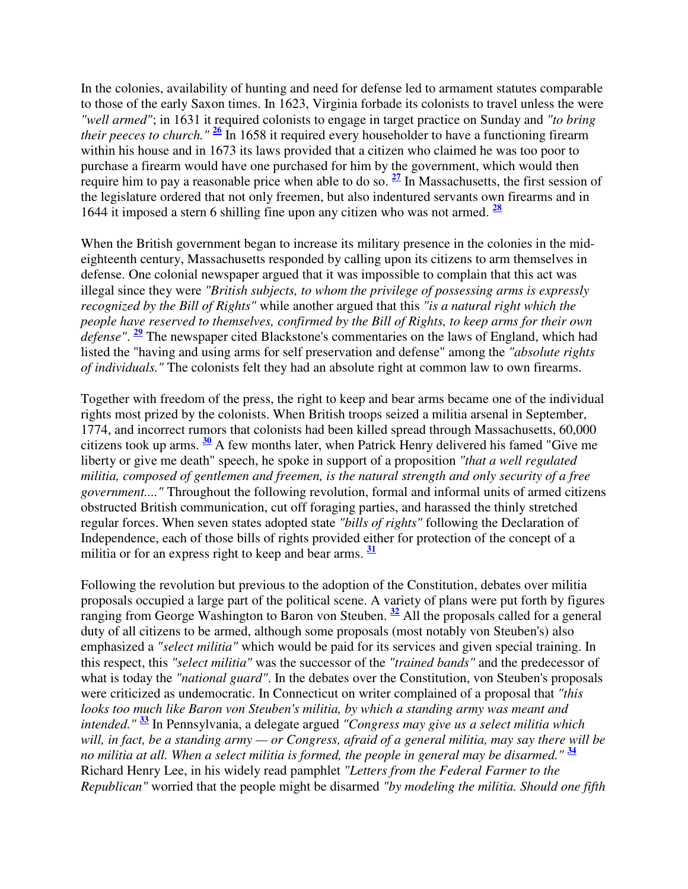In the colonies, availability of hunting and need for defense led to armament statutes comparable to those of the early Saxon times. In 1623, Virginia forbade its colonists to travel unless the were *"well armed"*; in 1631 it required colonists to engage in target practice on Sunday and *"to bring their peeces to church."* [26] In 1658 it required every householder to have a functioning firearm within his house and in 1673 its laws provided that a citizen who claimed he was too poor to purchase a firearm would have one purchased for him by the government, which would then require him to pay a reasonable price when able to do so. [27] In Massachusetts, the first session of the legislature ordered that not only freemen, but also indentured servants own firearms and in 1644 it imposed a stern 6 shilling fine upon any citizen who was not armed. [28]

When the British government began to increase its military presence in the colonies in the mid-eighteenth century, Massachusetts responded by calling upon its citizens to arm themselves in defense. One colonial newspaper argued that it was impossible to complain that this act was illegal since they were *"British subjects, to whom the privilege of possessing arms is expressly recognized by the Bill of Rights"* while another argued that this *"is a natural right which the people have reserved to themselves, confirmed by the Bill of Rights, to keep arms for their own defense"*. [29] The newspaper cited Blackstone's commentaries on the laws of England, which had listed the "having and using arms for self preservation and defense" among the *"absolute rights of individuals."* The colonists felt they had an absolute right at common law to own firearms.

Together with freedom of the press, the right to keep and bear arms became one of the individual rights most prized by the colonists. When British troops seized a militia arsenal in September, 1774, and incorrect rumors that colonists had been killed spread through Massachusetts, 60,000 citizens took up arms. [30] A few months later, when Patrick Henry delivered his famed "Give me liberty or give me death" speech, he spoke in support of a proposition *"that a well regulated militia, composed of gentlemen and freemen, is the natural strength and only security of a free government...."* Throughout the following revolution, formal and informal units of armed citizens obstructed British communication, cut off foraging parties, and harassed the thinly stretched regular forces. When seven states adopted state *"bills of rights"* following the Declaration of Independence, each of those bills of rights provided either for protection of the concept of a militia or for an express right to keep and bear arms. [31]

Following the revolution but previous to the adoption of the Constitution, debates over militia proposals occupied a large part of the political scene. A variety of plans were put forth by figures ranging from George Washington to Baron von Steuben. [32] All the proposals called for a general duty of all citizens to be armed, although some proposals (most notably von Steuben's) also emphasized a *"select militia"* which would be paid for its services and given special training. In this respect, this *"select militia"* was the successor of the *"trained bands"* and the predecessor of what is today the *"national guard"*. In the debates over the Constitution, von Steuben's proposals were criticized as undemocratic. In Connecticut on writer complained of a proposal that *"this looks too much like Baron von Steuben's militia, by which a standing army was meant and intended."* [33] In Pennsylvania, a delegate argued *"Congress may give us a select militia which will, in fact, be a standing army — or Congress, afraid of a general militia, may say there will be no militia at all. When a select militia is formed, the people in general may be disarmed."* [34] Richard Henry Lee, in his widely read pamphlet *"Letters from the Federal Farmer to the Republican"* worried that the people might be disarmed *"by modeling the militia. Should one fifth*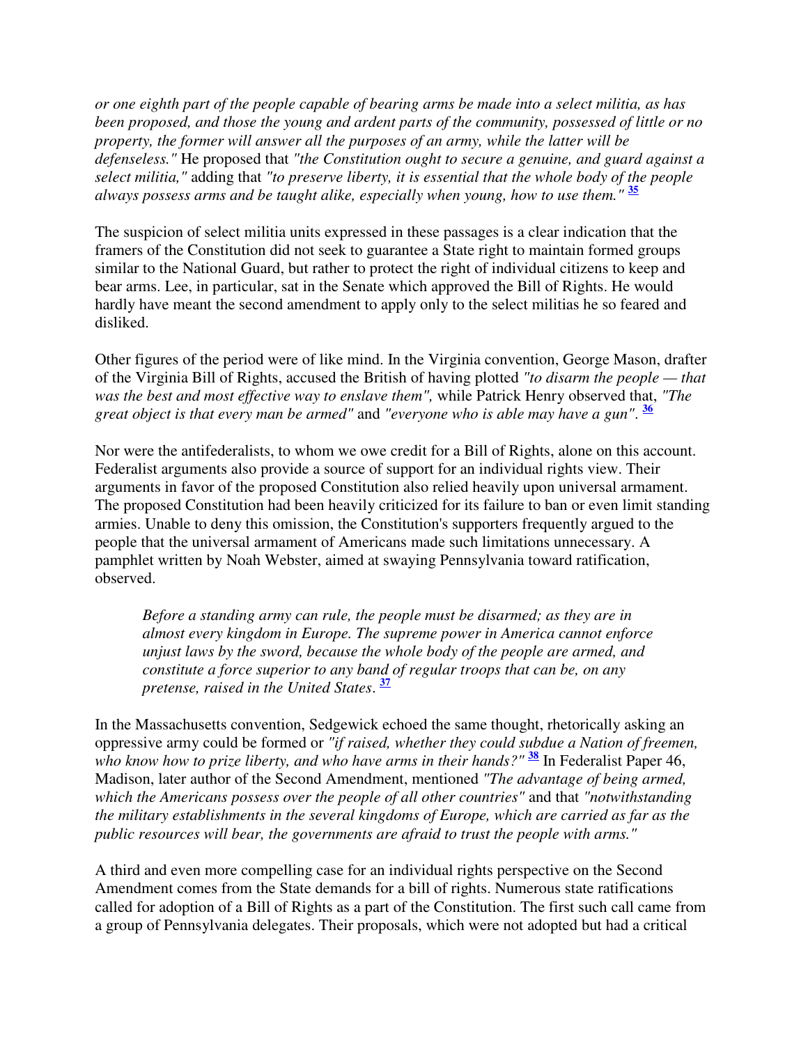*or one eighth part of the people capable of bearing arms be made into a select militia, as has been proposed, and those the young and ardent parts of the community, possessed of little or no property, the former will answer all the purposes of an army, while the latter will be defenseless."* He proposed that *"the Constitution ought to secure a genuine, and guard against a select militia,"* adding that *"to preserve liberty, it is essential that the whole body of the people always possess arms and be taught alike, especially when young, how to use them."* [35]

The suspicion of select militia units expressed in these passages is a clear indication that the framers of the Constitution did not seek to guarantee a State right to maintain formed groups similar to the National Guard, but rather to protect the right of individual citizens to keep and bear arms. Lee, in particular, sat in the Senate which approved the Bill of Rights. He would hardly have meant the second amendment to apply only to the select militias he so feared and disliked.

Other figures of the period were of like mind. In the Virginia convention, George Mason, drafter of the Virginia Bill of Rights, accused the British of having plotted *"to disarm the people — that was the best and most effective way to enslave them",* while Patrick Henry observed that, *"The great object is that every man be armed"* and *"everyone who is able may have a gun"*. [36]

Nor were the antifederalists, to whom we owe credit for a Bill of Rights, alone on this account. Federalist arguments also provide a source of support for an individual rights view. Their arguments in favor of the proposed Constitution also relied heavily upon universal armament. The proposed Constitution had been heavily criticized for its failure to ban or even limit standing armies. Unable to deny this omission, the Constitution's supporters frequently argued to the people that the universal armament of Americans made such limitations unnecessary. A pamphlet written by Noah Webster, aimed at swaying Pennsylvania toward ratification, observed.

> *Before a standing army can rule, the people must be disarmed; as they are in almost every kingdom in Europe. The supreme power in America cannot enforce unjust laws by the sword, because the whole body of the people are armed, and constitute a force superior to any band of regular troops that can be, on any pretense, raised in the United States*. [37]

In the Massachusetts convention, Sedgewick echoed the same thought, rhetorically asking an oppressive army could be formed or *"if raised, whether they could subdue a Nation of freemen, who know how to prize liberty, and who have arms in their hands?"* [38] In Federalist Paper 46, Madison, later author of the Second Amendment, mentioned *"The advantage of being armed, which the Americans possess over the people of all other countries"* and that *"notwithstanding the military establishments in the several kingdoms of Europe, which are carried as far as the public resources will bear, the governments are afraid to trust the people with arms."*

A third and even more compelling case for an individual rights perspective on the Second Amendment comes from the State demands for a bill of rights. Numerous state ratifications called for adoption of a Bill of Rights as a part of the Constitution. The first such call came from a group of Pennsylvania delegates. Their proposals, which were not adopted but had a critical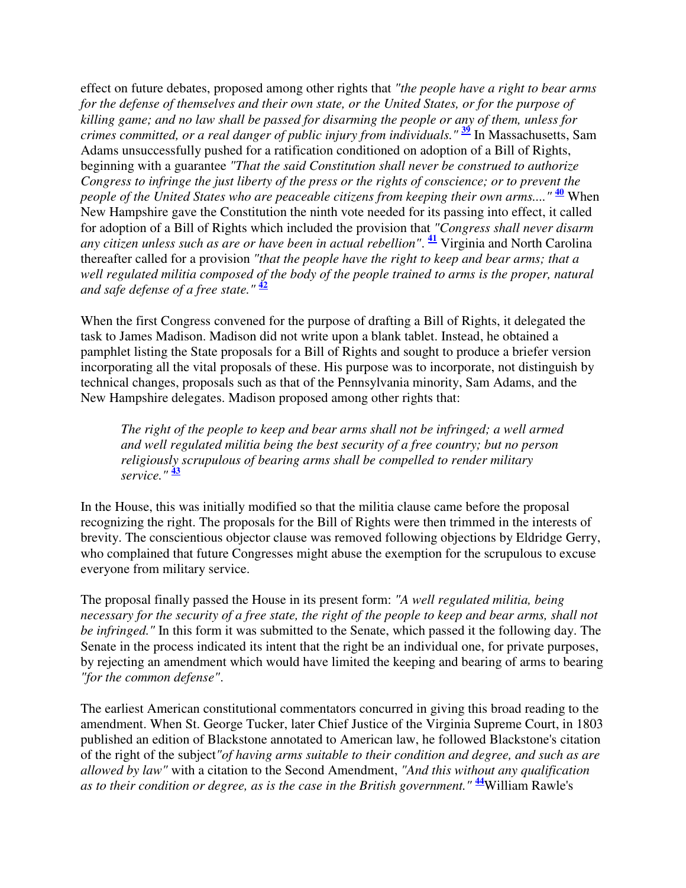effect on future debates, proposed among other rights that *"the people have a right to bear arms for the defense of themselves and their own state, or the United States, or for the purpose of killing game; and no law shall be passed for disarming the people or any of them, unless for crimes committed, or a real danger of public injury from individuals."* [39] In Massachusetts, Sam Adams unsuccessfully pushed for a ratification conditioned on adoption of a Bill of Rights, beginning with a guarantee *"That the said Constitution shall never be construed to authorize Congress to infringe the just liberty of the press or the rights of conscience; or to prevent the people of the United States who are peaceable citizens from keeping their own arms...."* [40] When New Hampshire gave the Constitution the ninth vote needed for its passing into effect, it called for adoption of a Bill of Rights which included the provision that *"Congress shall never disarm any citizen unless such as are or have been in actual rebellion"*. [41] Virginia and North Carolina thereafter called for a provision *"that the people have the right to keep and bear arms; that a well regulated militia composed of the body of the people trained to arms is the proper, natural and safe defense of a free state."* [42]

When the first Congress convened for the purpose of drafting a Bill of Rights, it delegated the task to James Madison. Madison did not write upon a blank tablet. Instead, he obtained a pamphlet listing the State proposals for a Bill of Rights and sought to produce a briefer version incorporating all the vital proposals of these. His purpose was to incorporate, not distinguish by technical changes, proposals such as that of the Pennsylvania minority, Sam Adams, and the New Hampshire delegates. Madison proposed among other rights that:

> *The right of the people to keep and bear arms shall not be infringed; a well armed and well regulated militia being the best security of a free country; but no person religiously scrupulous of bearing arms shall be compelled to render military service."* [43]

In the House, this was initially modified so that the militia clause came before the proposal recognizing the right. The proposals for the Bill of Rights were then trimmed in the interests of brevity. The conscientious objector clause was removed following objections by Eldridge Gerry, who complained that future Congresses might abuse the exemption for the scrupulous to excuse everyone from military service.

The proposal finally passed the House in its present form: *"A well regulated militia, being necessary for the security of a free state, the right of the people to keep and bear arms, shall not be infringed."* In this form it was submitted to the Senate, which passed it the following day. The Senate in the process indicated its intent that the right be an individual one, for private purposes, by rejecting an amendment which would have limited the keeping and bearing of arms to bearing *"for the common defense"*.

The earliest American constitutional commentators concurred in giving this broad reading to the amendment. When St. George Tucker, later Chief Justice of the Virginia Supreme Court, in 1803 published an edition of Blackstone annotated to American law, he followed Blackstone's citation of the right of the subject *"of having arms suitable to their condition and degree, and such as are allowed by law"* with a citation to the Second Amendment, *"And this without any qualification as to their condition or degree, as is the case in the British government."* [44] William Rawle's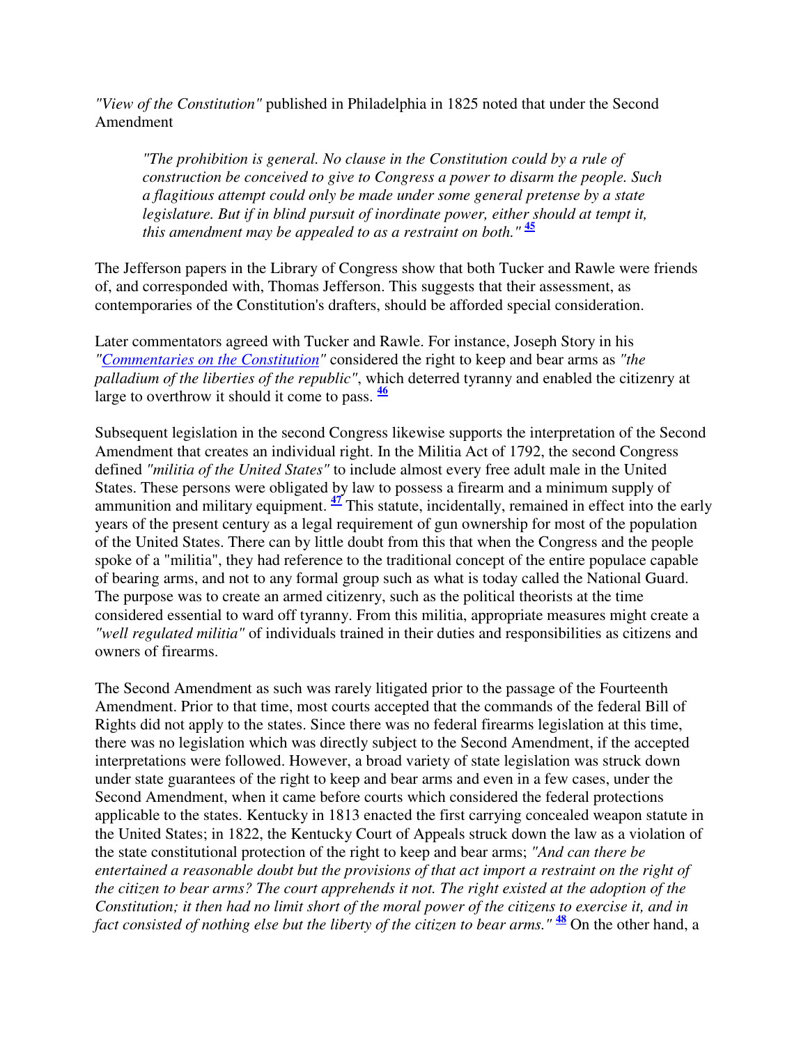*"View of the Constitution"* published in Philadelphia in 1825 noted that under the Second Amendment

> *"The prohibition is general. No clause in the Constitution could by a rule of construction be conceived to give to Congress a power to disarm the people. Such a flagitious attempt could only be made under some general pretense by a state legislature. But if in blind pursuit of inordinate power, either should at tempt it, this amendment may be appealed to as a restraint on both."* [45]

The Jefferson papers in the Library of Congress show that both Tucker and Rawle were friends of, and corresponded with, Thomas Jefferson. This suggests that their assessment, as contemporaries of the Constitution's drafters, should be afforded special consideration.

Later commentators agreed with Tucker and Rawle. For instance, Joseph Story in his *"Commentaries on the Constitution"* considered the right to keep and bear arms as *"the palladium of the liberties of the republic"*, which deterred tyranny and enabled the citizenry at large to overthrow it should it come to pass. [46]

Subsequent legislation in the second Congress likewise supports the interpretation of the Second Amendment that creates an individual right. In the Militia Act of 1792, the second Congress defined *"militia of the United States"* to include almost every free adult male in the United States. These persons were obligated by law to possess a firearm and a minimum supply of ammunition and military equipment. [47] This statute, incidentally, remained in effect into the early years of the present century as a legal requirement of gun ownership for most of the population of the United States. There can by little doubt from this that when the Congress and the people spoke of a "militia", they had reference to the traditional concept of the entire populace capable of bearing arms, and not to any formal group such as what is today called the National Guard. The purpose was to create an armed citizenry, such as the political theorists at the time considered essential to ward off tyranny. From this militia, appropriate measures might create a *"well regulated militia"* of individuals trained in their duties and responsibilities as citizens and owners of firearms.

The Second Amendment as such was rarely litigated prior to the passage of the Fourteenth Amendment. Prior to that time, most courts accepted that the commands of the federal Bill of Rights did not apply to the states. Since there was no federal firearms legislation at this time, there was no legislation which was directly subject to the Second Amendment, if the accepted interpretations were followed. However, a broad variety of state legislation was struck down under state guarantees of the right to keep and bear arms and even in a few cases, under the Second Amendment, when it came before courts which considered the federal protections applicable to the states. Kentucky in 1813 enacted the first carrying concealed weapon statute in the United States; in 1822, the Kentucky Court of Appeals struck down the law as a violation of the state constitutional protection of the right to keep and bear arms; *"And can there be entertained a reasonable doubt but the provisions of that act import a restraint on the right of the citizen to bear arms? The court apprehends it not. The right existed at the adoption of the Constitution; it then had no limit short of the moral power of the citizens to exercise it, and in fact consisted of nothing else but the liberty of the citizen to bear arms."* [48] On the other hand, a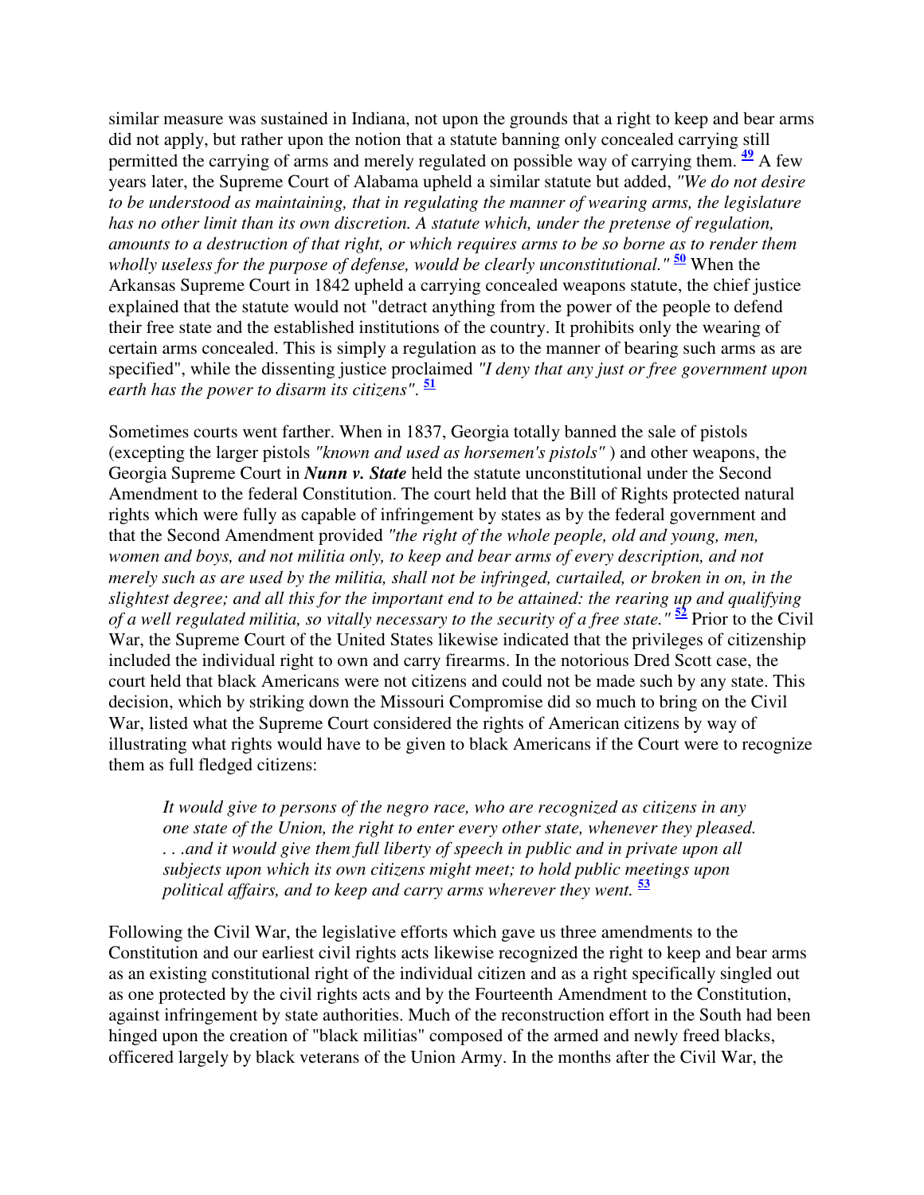similar measure was sustained in Indiana, not upon the grounds that a right to keep and bear arms did not apply, but rather upon the notion that a statute banning only concealed carrying still permitted the carrying of arms and merely regulated on possible way of carrying them. [49] A few years later, the Supreme Court of Alabama upheld a similar statute but added, *"We do not desire to be understood as maintaining, that in regulating the manner of wearing arms, the legislature has no other limit than its own discretion. A statute which, under the pretense of regulation, amounts to a destruction of that right, or which requires arms to be so borne as to render them wholly useless for the purpose of defense, would be clearly unconstitutional."* [50] When the Arkansas Supreme Court in 1842 upheld a carrying concealed weapons statute, the chief justice explained that the statute would not "detract anything from the power of the people to defend their free state and the established institutions of the country. It prohibits only the wearing of certain arms concealed. This is simply a regulation as to the manner of bearing such arms as are specified", while the dissenting justice proclaimed *"I deny that any just or free government upon earth has the power to disarm its citizens"*. [51]

Sometimes courts went farther. When in 1837, Georgia totally banned the sale of pistols (excepting the larger pistols *"known and used as horsemen's pistols"* ) and other weapons, the Georgia Supreme Court in ***Nunn v. State*** held the statute unconstitutional under the Second Amendment to the federal Constitution. The court held that the Bill of Rights protected natural rights which were fully as capable of infringement by states as by the federal government and that the Second Amendment provided *"the right of the whole people, old and young, men, women and boys, and not militia only, to keep and bear arms of every description, and not merely such as are used by the militia, shall not be infringed, curtailed, or broken in on, in the slightest degree; and all this for the important end to be attained: the rearing up and qualifying of a well regulated militia, so vitally necessary to the security of a free state."* [52] Prior to the Civil War, the Supreme Court of the United States likewise indicated that the privileges of citizenship included the individual right to own and carry firearms. In the notorious Dred Scott case, the court held that black Americans were not citizens and could not be made such by any state. This decision, which by striking down the Missouri Compromise did so much to bring on the Civil War, listed what the Supreme Court considered the rights of American citizens by way of illustrating what rights would have to be given to black Americans if the Court were to recognize them as full fledged citizens:

> *It would give to persons of the negro race, who are recognized as citizens in any one state of the Union, the right to enter every other state, whenever they pleased. . . .and it would give them full liberty of speech in public and in private upon all subjects upon which its own citizens might meet; to hold public meetings upon political affairs, and to keep and carry arms wherever they went.* [53]

Following the Civil War, the legislative efforts which gave us three amendments to the Constitution and our earliest civil rights acts likewise recognized the right to keep and bear arms as an existing constitutional right of the individual citizen and as a right specifically singled out as one protected by the civil rights acts and by the Fourteenth Amendment to the Constitution, against infringement by state authorities. Much of the reconstruction effort in the South had been hinged upon the creation of "black militias" composed of the armed and newly freed blacks, officered largely by black veterans of the Union Army. In the months after the Civil War, the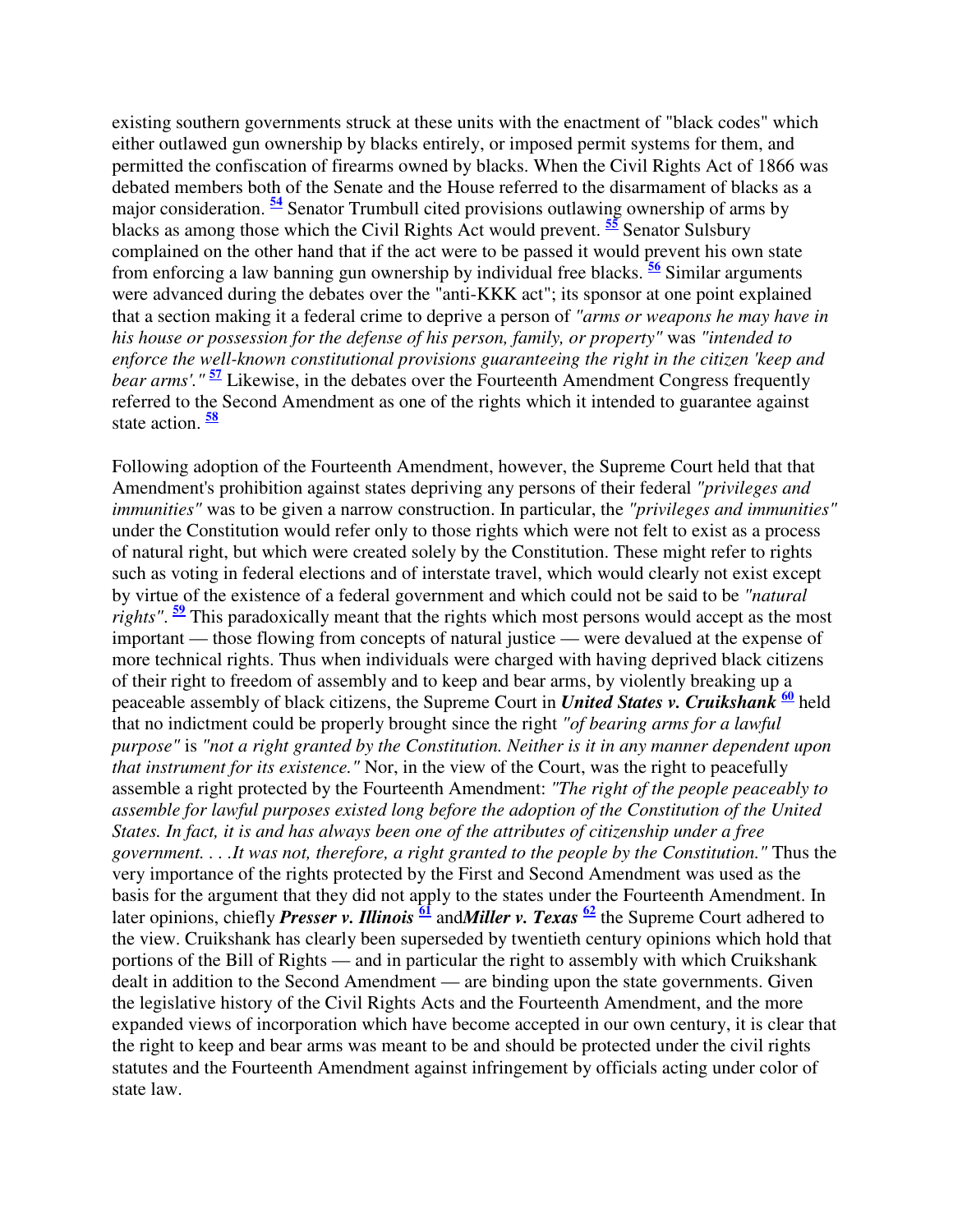existing southern governments struck at these units with the enactment of "black codes" which either outlawed gun ownership by blacks entirely, or imposed permit systems for them, and permitted the confiscation of firearms owned by blacks. When the Civil Rights Act of 1866 was debated members both of the Senate and the House referred to the disarmament of blacks as a major consideration. [54] Senator Trumbull cited provisions outlawing ownership of arms by blacks as among those which the Civil Rights Act would prevent. [55] Senator Sulsbury complained on the other hand that if the act were to be passed it would prevent his own state from enforcing a law banning gun ownership by individual free blacks. [56] Similar arguments were advanced during the debates over the "anti-KKK act"; its sponsor at one point explained that a section making it a federal crime to deprive a person of *"arms or weapons he may have in his house or possession for the defense of his person, family, or property"* was *"intended to enforce the well-known constitutional provisions guaranteeing the right in the citizen 'keep and bear arms'."* [57] Likewise, in the debates over the Fourteenth Amendment Congress frequently referred to the Second Amendment as one of the rights which it intended to guarantee against state action. [58]

Following adoption of the Fourteenth Amendment, however, the Supreme Court held that that Amendment's prohibition against states depriving any persons of their federal *"privileges and immunities"* was to be given a narrow construction. In particular, the *"privileges and immunities"* under the Constitution would refer only to those rights which were not felt to exist as a process of natural right, but which were created solely by the Constitution. These might refer to rights such as voting in federal elections and of interstate travel, which would clearly not exist except by virtue of the existence of a federal government and which could not be said to be *"natural rights"*. [59] This paradoxically meant that the rights which most persons would accept as the most important — those flowing from concepts of natural justice — were devalued at the expense of more technical rights. Thus when individuals were charged with having deprived black citizens of their right to freedom of assembly and to keep and bear arms, by violently breaking up a peaceable assembly of black citizens, the Supreme Court in ***United States v. Cruikshank*** [60] held that no indictment could be properly brought since the right *"of bearing arms for a lawful purpose"* is *"not a right granted by the Constitution. Neither is it in any manner dependent upon that instrument for its existence."* Nor, in the view of the Court, was the right to peacefully assemble a right protected by the Fourteenth Amendment: *"The right of the people peaceably to assemble for lawful purposes existed long before the adoption of the Constitution of the United States. In fact, it is and has always been one of the attributes of citizenship under a free government. . . .It was not, therefore, a right granted to the people by the Constitution."* Thus the very importance of the rights protected by the First and Second Amendment was used as the basis for the argument that they did not apply to the states under the Fourteenth Amendment. In later opinions, chiefly ***Presser v. Illinois*** [61] and***Miller v. Texas*** [62] the Supreme Court adhered to the view. Cruikshank has clearly been superseded by twentieth century opinions which hold that portions of the Bill of Rights — and in particular the right to assembly with which Cruikshank dealt in addition to the Second Amendment — are binding upon the state governments. Given the legislative history of the Civil Rights Acts and the Fourteenth Amendment, and the more expanded views of incorporation which have become accepted in our own century, it is clear that the right to keep and bear arms was meant to be and should be protected under the civil rights statutes and the Fourteenth Amendment against infringement by officials acting under color of state law.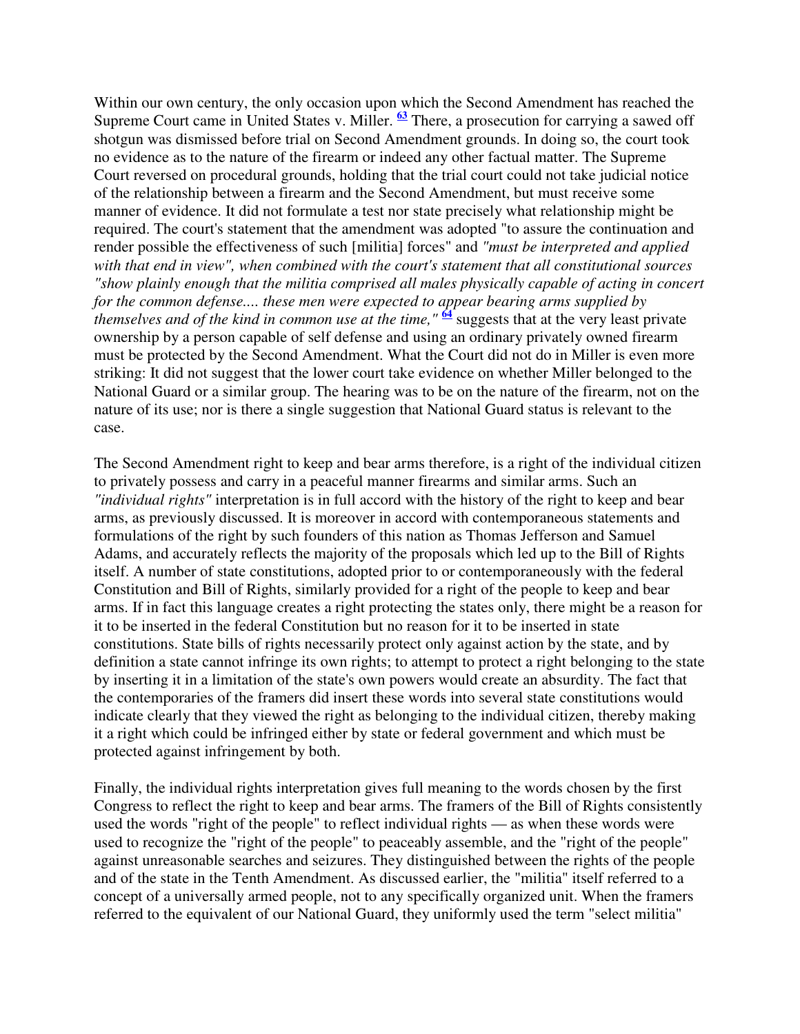Within our own century, the only occasion upon which the Second Amendment has reached the Supreme Court came in United States v. Miller. [63] There, a prosecution for carrying a sawed off shotgun was dismissed before trial on Second Amendment grounds. In doing so, the court took no evidence as to the nature of the firearm or indeed any other factual matter. The Supreme Court reversed on procedural grounds, holding that the trial court could not take judicial notice of the relationship between a firearm and the Second Amendment, but must receive some manner of evidence. It did not formulate a test nor state precisely what relationship might be required. The court's statement that the amendment was adopted "to assure the continuation and render possible the effectiveness of such [militia] forces" and *"must be interpreted and applied with that end in view", when combined with the court's statement that all constitutional sources "show plainly enough that the militia comprised all males physically capable of acting in concert for the common defense.... these men were expected to appear bearing arms supplied by themselves and of the kind in common use at the time,"* [64] suggests that at the very least private ownership by a person capable of self defense and using an ordinary privately owned firearm must be protected by the Second Amendment. What the Court did not do in Miller is even more striking: It did not suggest that the lower court take evidence on whether Miller belonged to the National Guard or a similar group. The hearing was to be on the nature of the firearm, not on the nature of its use; nor is there a single suggestion that National Guard status is relevant to the case.

The Second Amendment right to keep and bear arms therefore, is a right of the individual citizen to privately possess and carry in a peaceful manner firearms and similar arms. Such an *"individual rights"* interpretation is in full accord with the history of the right to keep and bear arms, as previously discussed. It is moreover in accord with contemporaneous statements and formulations of the right by such founders of this nation as Thomas Jefferson and Samuel Adams, and accurately reflects the majority of the proposals which led up to the Bill of Rights itself. A number of state constitutions, adopted prior to or contemporaneously with the federal Constitution and Bill of Rights, similarly provided for a right of the people to keep and bear arms. If in fact this language creates a right protecting the states only, there might be a reason for it to be inserted in the federal Constitution but no reason for it to be inserted in state constitutions. State bills of rights necessarily protect only against action by the state, and by definition a state cannot infringe its own rights; to attempt to protect a right belonging to the state by inserting it in a limitation of the state's own powers would create an absurdity. The fact that the contemporaries of the framers did insert these words into several state constitutions would indicate clearly that they viewed the right as belonging to the individual citizen, thereby making it a right which could be infringed either by state or federal government and which must be protected against infringement by both.

Finally, the individual rights interpretation gives full meaning to the words chosen by the first Congress to reflect the right to keep and bear arms. The framers of the Bill of Rights consistently used the words "right of the people" to reflect individual rights — as when these words were used to recognize the "right of the people" to peaceably assemble, and the "right of the people" against unreasonable searches and seizures. They distinguished between the rights of the people and of the state in the Tenth Amendment. As discussed earlier, the "militia" itself referred to a concept of a universally armed people, not to any specifically organized unit. When the framers referred to the equivalent of our National Guard, they uniformly used the term "select militia"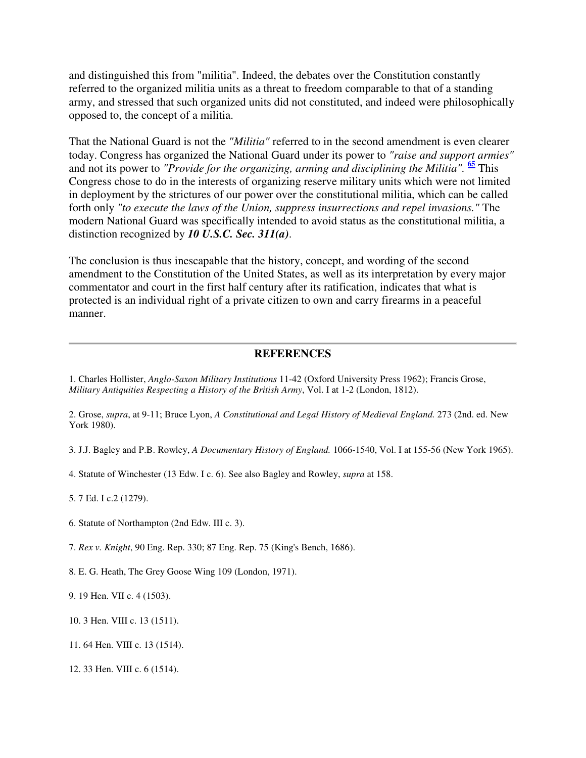and distinguished this from "militia". Indeed, the debates over the Constitution constantly referred to the organized militia units as a threat to freedom comparable to that of a standing army, and stressed that such organized units did not constituted, and indeed were philosophically opposed to, the concept of a militia.

That the National Guard is not the *"Militia"* referred to in the second amendment is even clearer today. Congress has organized the National Guard under its power to *"raise and support armies"* and not its power to *"Provide for the organizing, arming and disciplining the Militia"*. [65] This Congress chose to do in the interests of organizing reserve military units which were not limited in deployment by the strictures of our power over the constitutional militia, which can be called forth only *"to execute the laws of the Union, suppress insurrections and repel invasions."* The modern National Guard was specifically intended to avoid status as the constitutional militia, a distinction recognized by ***10 U.S.C. Sec. 311(a)***.

The conclusion is thus inescapable that the history, concept, and wording of the second amendment to the Constitution of the United States, as well as its interpretation by every major commentator and court in the first half century after its ratification, indicates that what is protected is an individual right of a private citizen to own and carry firearms in a peaceful manner.

---

## REFERENCES

1. Charles Hollister, *Anglo-Saxon Military Institutions* 11-42 (Oxford University Press 1962); Francis Grose, *Military Antiquities Respecting a History of the British Army*, Vol. I at 1-2 (London, 1812).

2. Grose, *supra*, at 9-11; Bruce Lyon, *A Constitutional and Legal History of Medieval England.* 273 (2nd. ed. New York 1980).

3. J.J. Bagley and P.B. Rowley, *A Documentary History of England.* 1066-1540, Vol. I at 155-56 (New York 1965).

4. Statute of Winchester (13 Edw. I c. 6). See also Bagley and Rowley, *supra* at 158.

5. 7 Ed. I c.2 (1279).

6. Statute of Northampton (2nd Edw. III c. 3).

7. *Rex v. Knight*, 90 Eng. Rep. 330; 87 Eng. Rep. 75 (King's Bench, 1686).

8. E. G. Heath, The Grey Goose Wing 109 (London, 1971).

9. 19 Hen. VII c. 4 (1503).

10. 3 Hen. VIII c. 13 (1511).

11. 64 Hen. VIII c. 13 (1514).

12. 33 Hen. VIII c. 6 (1514).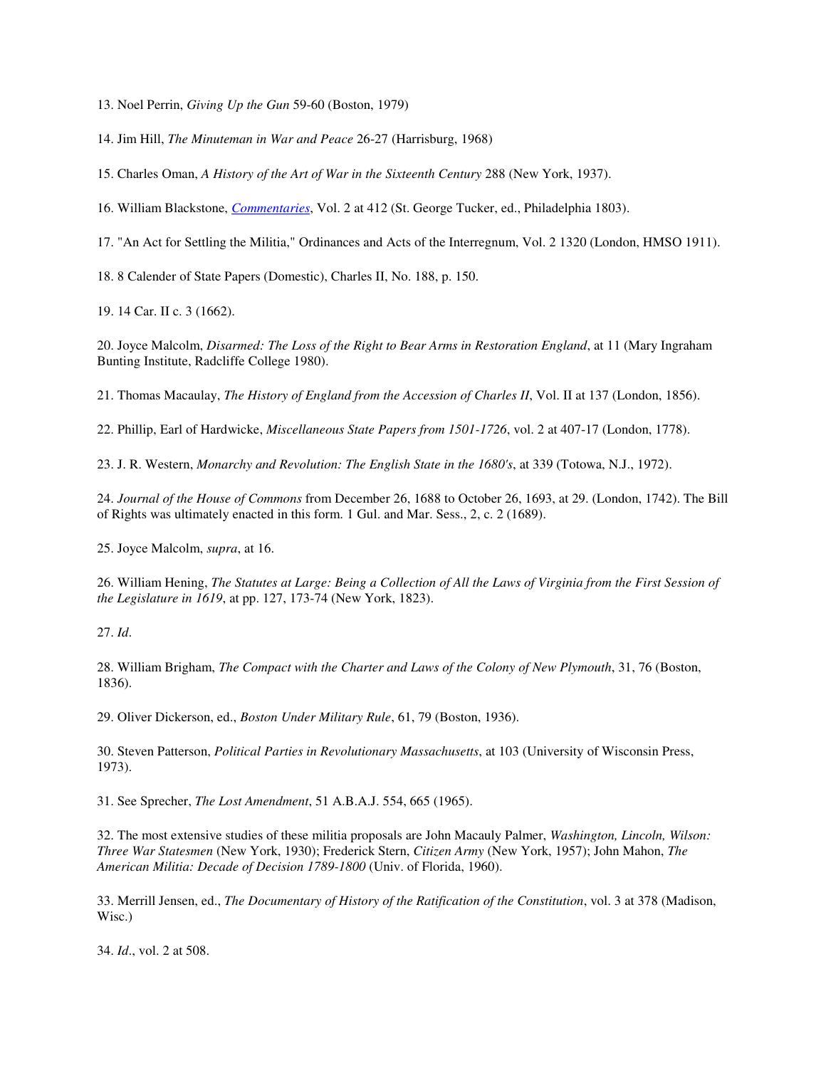13. Noel Perrin, *Giving Up the Gun* 59-60 (Boston, 1979)

14. Jim Hill, *The Minuteman in War and Peace* 26-27 (Harrisburg, 1968)

15. Charles Oman, *A History of the Art of War in the Sixteenth Century* 288 (New York, 1937).

16. William Blackstone, *Commentaries*, Vol. 2 at 412 (St. George Tucker, ed., Philadelphia 1803).

17. "An Act for Settling the Militia," Ordinances and Acts of the Interregnum, Vol. 2 1320 (London, HMSO 1911).

18. 8 Calender of State Papers (Domestic), Charles II, No. 188, p. 150.

19. 14 Car. II c. 3 (1662).

20. Joyce Malcolm, *Disarmed: The Loss of the Right to Bear Arms in Restoration England*, at 11 (Mary Ingraham Bunting Institute, Radcliffe College 1980).

21. Thomas Macaulay, *The History of England from the Accession of Charles II*, Vol. II at 137 (London, 1856).

22. Phillip, Earl of Hardwicke, *Miscellaneous State Papers from 1501-1726*, vol. 2 at 407-17 (London, 1778).

23. J. R. Western, *Monarchy and Revolution: The English State in the 1680's*, at 339 (Totowa, N.J., 1972).

24. *Journal of the House of Commons* from December 26, 1688 to October 26, 1693, at 29. (London, 1742). The Bill of Rights was ultimately enacted in this form. 1 Gul. and Mar. Sess., 2, c. 2 (1689).

25. Joyce Malcolm, *supra*, at 16.

26. William Hening, *The Statutes at Large: Being a Collection of All the Laws of Virginia from the First Session of the Legislature in 1619*, at pp. 127, 173-74 (New York, 1823).

27. *Id*.

28. William Brigham, *The Compact with the Charter and Laws of the Colony of New Plymouth*, 31, 76 (Boston, 1836).

29. Oliver Dickerson, ed., *Boston Under Military Rule*, 61, 79 (Boston, 1936).

30. Steven Patterson, *Political Parties in Revolutionary Massachusetts*, at 103 (University of Wisconsin Press, 1973).

31. See Sprecher, *The Lost Amendment*, 51 A.B.A.J. 554, 665 (1965).

32. The most extensive studies of these militia proposals are John Macauly Palmer, *Washington, Lincoln, Wilson: Three War Statesmen* (New York, 1930); Frederick Stern, *Citizen Army* (New York, 1957); John Mahon, *The American Militia: Decade of Decision 1789-1800* (Univ. of Florida, 1960).

33. Merrill Jensen, ed., *The Documentary of History of the Ratification of the Constitution*, vol. 3 at 378 (Madison, Wisc.)

34. *Id*., vol. 2 at 508.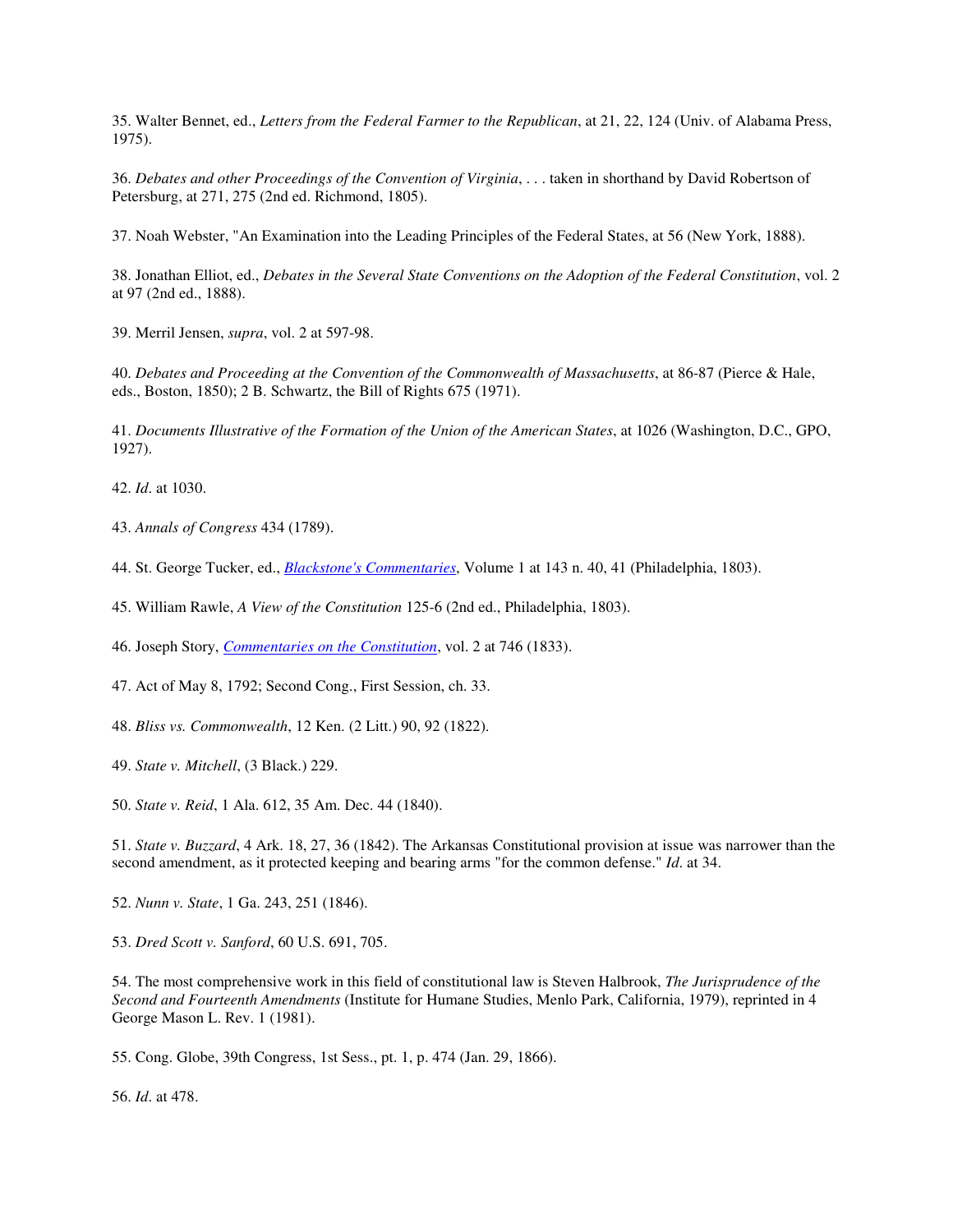35. Walter Bennet, ed., *Letters from the Federal Farmer to the Republican*, at 21, 22, 124 (Univ. of Alabama Press, 1975).

36. *Debates and other Proceedings of the Convention of Virginia*, . . . taken in shorthand by David Robertson of Petersburg, at 271, 275 (2nd ed. Richmond, 1805).

37. Noah Webster, "An Examination into the Leading Principles of the Federal States, at 56 (New York, 1888).

38. Jonathan Elliot, ed., *Debates in the Several State Conventions on the Adoption of the Federal Constitution*, vol. 2 at 97 (2nd ed., 1888).

39. Merril Jensen, *supra*, vol. 2 at 597-98.

40. *Debates and Proceeding at the Convention of the Commonwealth of Massachusetts*, at 86-87 (Pierce & Hale, eds., Boston, 1850); 2 B. Schwartz, the Bill of Rights 675 (1971).

41. *Documents Illustrative of the Formation of the Union of the American States*, at 1026 (Washington, D.C., GPO, 1927).

42. *Id*. at 1030.

43. *Annals of Congress* 434 (1789).

44. St. George Tucker, ed., *Blackstone's Commentaries*, Volume 1 at 143 n. 40, 41 (Philadelphia, 1803).

45. William Rawle, *A View of the Constitution* 125-6 (2nd ed., Philadelphia, 1803).

46. Joseph Story, *Commentaries on the Constitution*, vol. 2 at 746 (1833).

47. Act of May 8, 1792; Second Cong., First Session, ch. 33.

48. *Bliss vs. Commonwealth*, 12 Ken. (2 Litt.) 90, 92 (1822).

49. *State v. Mitchell*, (3 Black.) 229.

50. *State v. Reid*, 1 Ala. 612, 35 Am. Dec. 44 (1840).

51. *State v. Buzzard*, 4 Ark. 18, 27, 36 (1842). The Arkansas Constitutional provision at issue was narrower than the second amendment, as it protected keeping and bearing arms "for the common defense." *Id*. at 34.

52. *Nunn v. State*, 1 Ga. 243, 251 (1846).

53. *Dred Scott v. Sanford*, 60 U.S. 691, 705.

54. The most comprehensive work in this field of constitutional law is Steven Halbrook, *The Jurisprudence of the Second and Fourteenth Amendments* (Institute for Humane Studies, Menlo Park, California, 1979), reprinted in 4 George Mason L. Rev. 1 (1981).

55. Cong. Globe, 39th Congress, 1st Sess., pt. 1, p. 474 (Jan. 29, 1866).

56. *Id*. at 478.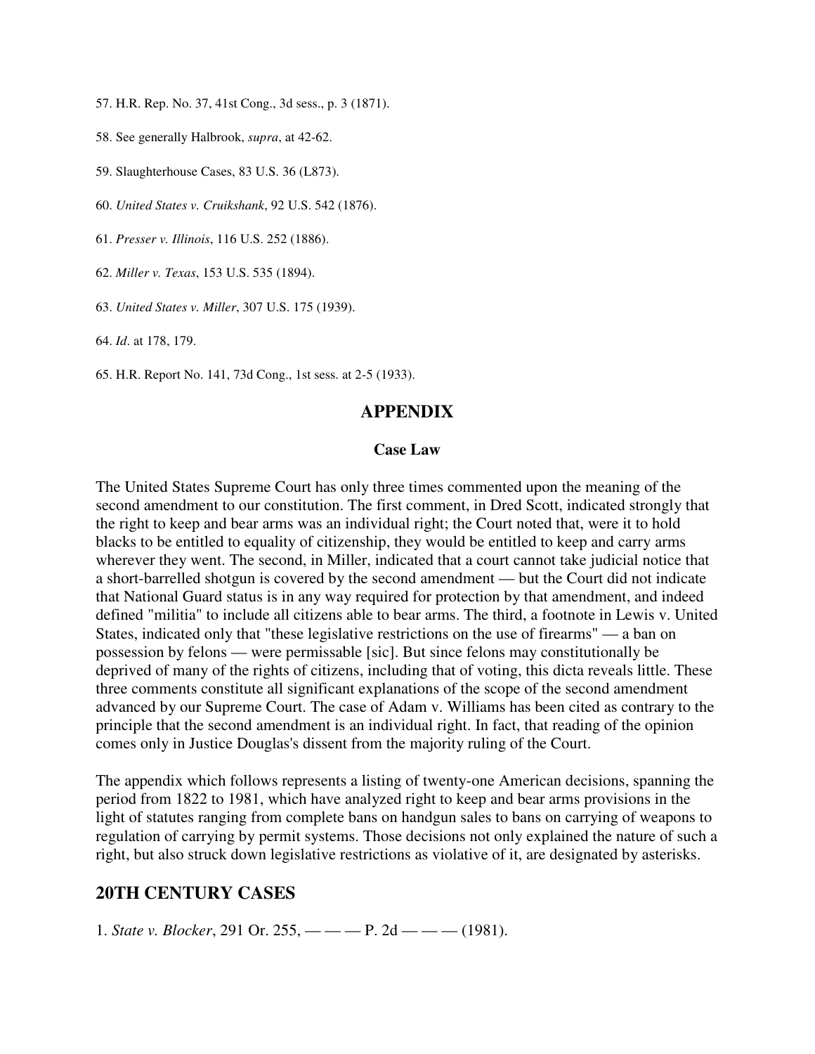57. H.R. Rep. No. 37, 41st Cong., 3d sess., p. 3 (1871).

58. See generally Halbrook, *supra*, at 42-62.

59. Slaughterhouse Cases, 83 U.S. 36 (L873).

60. *United States v. Cruikshank*, 92 U.S. 542 (1876).

61. *Presser v. Illinois*, 116 U.S. 252 (1886).

62. *Miller v. Texas*, 153 U.S. 535 (1894).

63. *United States v. Miller*, 307 U.S. 175 (1939).

64. *Id*. at 178, 179.

65. H.R. Report No. 141, 73d Cong., 1st sess. at 2-5 (1933).

## APPENDIX

### Case Law

The United States Supreme Court has only three times commented upon the meaning of the second amendment to our constitution. The first comment, in Dred Scott, indicated strongly that the right to keep and bear arms was an individual right; the Court noted that, were it to hold blacks to be entitled to equality of citizenship, they would be entitled to keep and carry arms wherever they went. The second, in Miller, indicated that a court cannot take judicial notice that a short-barrelled shotgun is covered by the second amendment — but the Court did not indicate that National Guard status is in any way required for protection by that amendment, and indeed defined "militia" to include all citizens able to bear arms. The third, a footnote in Lewis v. United States, indicated only that "these legislative restrictions on the use of firearms" — a ban on possession by felons — were permissable [sic]. But since felons may constitutionally be deprived of many of the rights of citizens, including that of voting, this dicta reveals little. These three comments constitute all significant explanations of the scope of the second amendment advanced by our Supreme Court. The case of Adam v. Williams has been cited as contrary to the principle that the second amendment is an individual right. In fact, that reading of the opinion comes only in Justice Douglas's dissent from the majority ruling of the Court.

The appendix which follows represents a listing of twenty-one American decisions, spanning the period from 1822 to 1981, which have analyzed right to keep and bear arms provisions in the light of statutes ranging from complete bans on handgun sales to bans on carrying of weapons to regulation of carrying by permit systems. Those decisions not only explained the nature of such a right, but also struck down legislative restrictions as violative of it, are designated by asterisks.

## 20TH CENTURY CASES

1. *State v. Blocker*, 291 Or. 255, — — — P. 2d — — — (1981).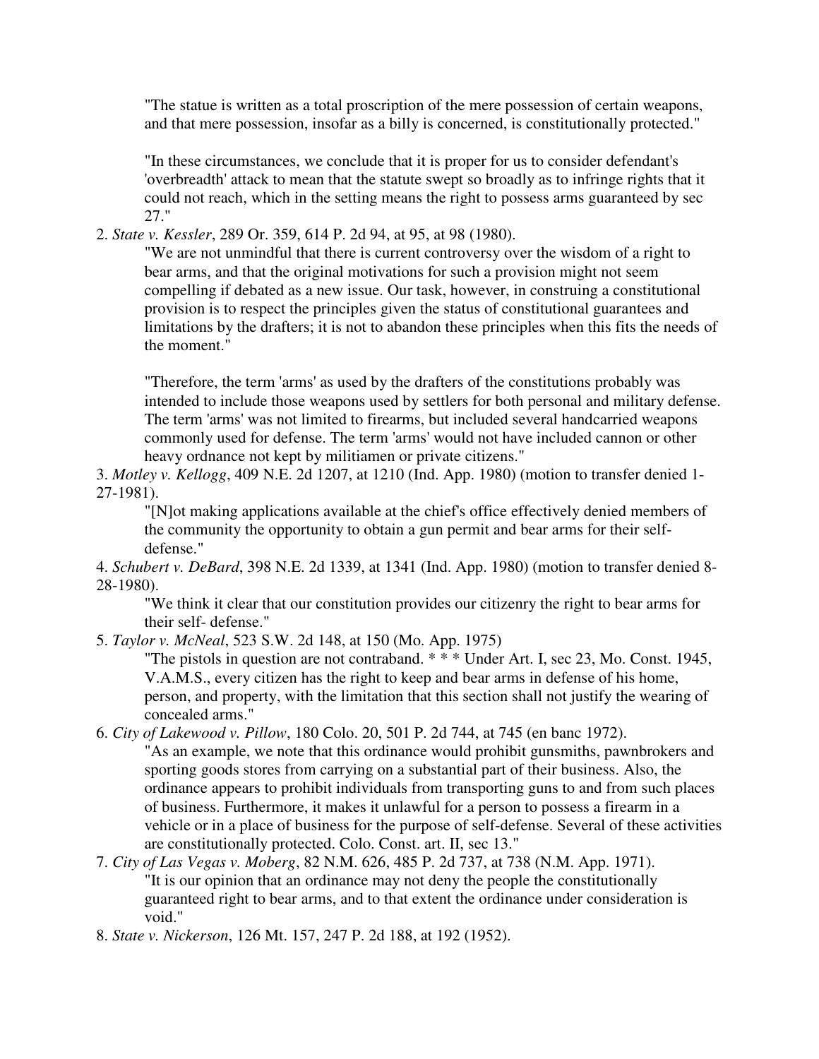"The statue is written as a total proscription of the mere possession of certain weapons, and that mere possession, insofar as a billy is concerned, is constitutionally protected."

"In these circumstances, we conclude that it is proper for us to consider defendant's 'overbreadth' attack to mean that the statute swept so broadly as to infringe rights that it could not reach, which in the setting means the right to possess arms guaranteed by sec 27."

2. *State v. Kessler*, 289 Or. 359, 614 P. 2d 94, at 95, at 98 (1980).

   "We are not unmindful that there is current controversy over the wisdom of a right to bear arms, and that the original motivations for such a provision might not seem compelling if debated as a new issue. Our task, however, in construing a constitutional provision is to respect the principles given the status of constitutional guarantees and limitations by the drafters; it is not to abandon these principles when this fits the needs of the moment."

   "Therefore, the term 'arms' as used by the drafters of the constitutions probably was intended to include those weapons used by settlers for both personal and military defense. The term 'arms' was not limited to firearms, but included several handcarried weapons commonly used for defense. The term 'arms' would not have included cannon or other heavy ordnance not kept by militiamen or private citizens."

3. *Motley v. Kellogg*, 409 N.E. 2d 1207, at 1210 (Ind. App. 1980) (motion to transfer denied 1-27-1981).

   "[N]ot making applications available at the chief's office effectively denied members of the community the opportunity to obtain a gun permit and bear arms for their self-defense."

4. *Schubert v. DeBard*, 398 N.E. 2d 1339, at 1341 (Ind. App. 1980) (motion to transfer denied 8-28-1980).

   "We think it clear that our constitution provides our citizenry the right to bear arms for their self- defense."

5. *Taylor v. McNeal*, 523 S.W. 2d 148, at 150 (Mo. App. 1975)

   "The pistols in question are not contraband. * * * Under Art. I, sec 23, Mo. Const. 1945, V.A.M.S., every citizen has the right to keep and bear arms in defense of his home, person, and property, with the limitation that this section shall not justify the wearing of concealed arms."

6. *City of Lakewood v. Pillow*, 180 Colo. 20, 501 P. 2d 744, at 745 (en banc 1972).

   "As an example, we note that this ordinance would prohibit gunsmiths, pawnbrokers and sporting goods stores from carrying on a substantial part of their business. Also, the ordinance appears to prohibit individuals from transporting guns to and from such places of business. Furthermore, it makes it unlawful for a person to possess a firearm in a vehicle or in a place of business for the purpose of self-defense. Several of these activities are constitutionally protected. Colo. Const. art. II, sec 13."

7. *City of Las Vegas v. Moberg*, 82 N.M. 626, 485 P. 2d 737, at 738 (N.M. App. 1971).

   "It is our opinion that an ordinance may not deny the people the constitutionally guaranteed right to bear arms, and to that extent the ordinance under consideration is void."

8. *State v. Nickerson*, 126 Mt. 157, 247 P. 2d 188, at 192 (1952).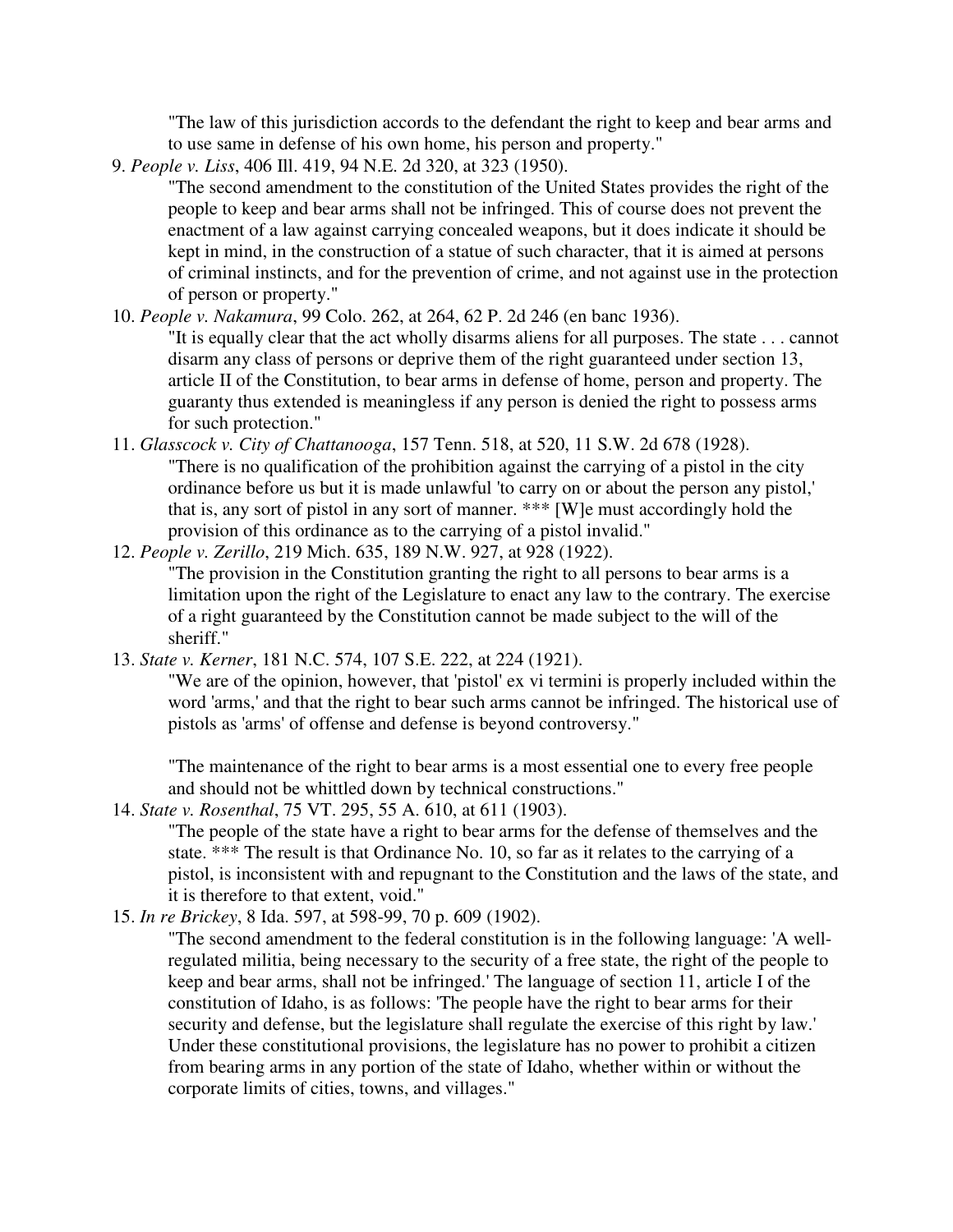"The law of this jurisdiction accords to the defendant the right to keep and bear arms and to use same in defense of his own home, his person and property."

9. *People v. Liss*, 406 Ill. 419, 94 N.E. 2d 320, at 323 (1950).

   "The second amendment to the constitution of the United States provides the right of the people to keep and bear arms shall not be infringed. This of course does not prevent the enactment of a law against carrying concealed weapons, but it does indicate it should be kept in mind, in the construction of a statue of such character, that it is aimed at persons of criminal instincts, and for the prevention of crime, and not against use in the protection of person or property."

10. *People v. Nakamura*, 99 Colo. 262, at 264, 62 P. 2d 246 (en banc 1936).

    "It is equally clear that the act wholly disarms aliens for all purposes. The state . . . cannot disarm any class of persons or deprive them of the right guaranteed under section 13, article II of the Constitution, to bear arms in defense of home, person and property. The guaranty thus extended is meaningless if any person is denied the right to possess arms for such protection."

11. *Glasscock v. City of Chattanooga*, 157 Tenn. 518, at 520, 11 S.W. 2d 678 (1928).

    "There is no qualification of the prohibition against the carrying of a pistol in the city ordinance before us but it is made unlawful 'to carry on or about the person any pistol,' that is, any sort of pistol in any sort of manner. *** [W]e must accordingly hold the provision of this ordinance as to the carrying of a pistol invalid."

12. *People v. Zerillo*, 219 Mich. 635, 189 N.W. 927, at 928 (1922).

    "The provision in the Constitution granting the right to all persons to bear arms is a limitation upon the right of the Legislature to enact any law to the contrary. The exercise of a right guaranteed by the Constitution cannot be made subject to the will of the sheriff."

13. *State v. Kerner*, 181 N.C. 574, 107 S.E. 222, at 224 (1921).

    "We are of the opinion, however, that 'pistol' ex vi termini is properly included within the word 'arms,' and that the right to bear such arms cannot be infringed. The historical use of pistols as 'arms' of offense and defense is beyond controversy."

    "The maintenance of the right to bear arms is a most essential one to every free people and should not be whittled down by technical constructions."

14. *State v. Rosenthal*, 75 VT. 295, 55 A. 610, at 611 (1903).

    "The people of the state have a right to bear arms for the defense of themselves and the state. *** The result is that Ordinance No. 10, so far as it relates to the carrying of a pistol, is inconsistent with and repugnant to the Constitution and the laws of the state, and it is therefore to that extent, void."

15. *In re Brickey*, 8 Ida. 597, at 598-99, 70 p. 609 (1902).

    "The second amendment to the federal constitution is in the following language: 'A well-regulated militia, being necessary to the security of a free state, the right of the people to keep and bear arms, shall not be infringed.' The language of section 11, article I of the constitution of Idaho, is as follows: 'The people have the right to bear arms for their security and defense, but the legislature shall regulate the exercise of this right by law.' Under these constitutional provisions, the legislature has no power to prohibit a citizen from bearing arms in any portion of the state of Idaho, whether within or without the corporate limits of cities, towns, and villages."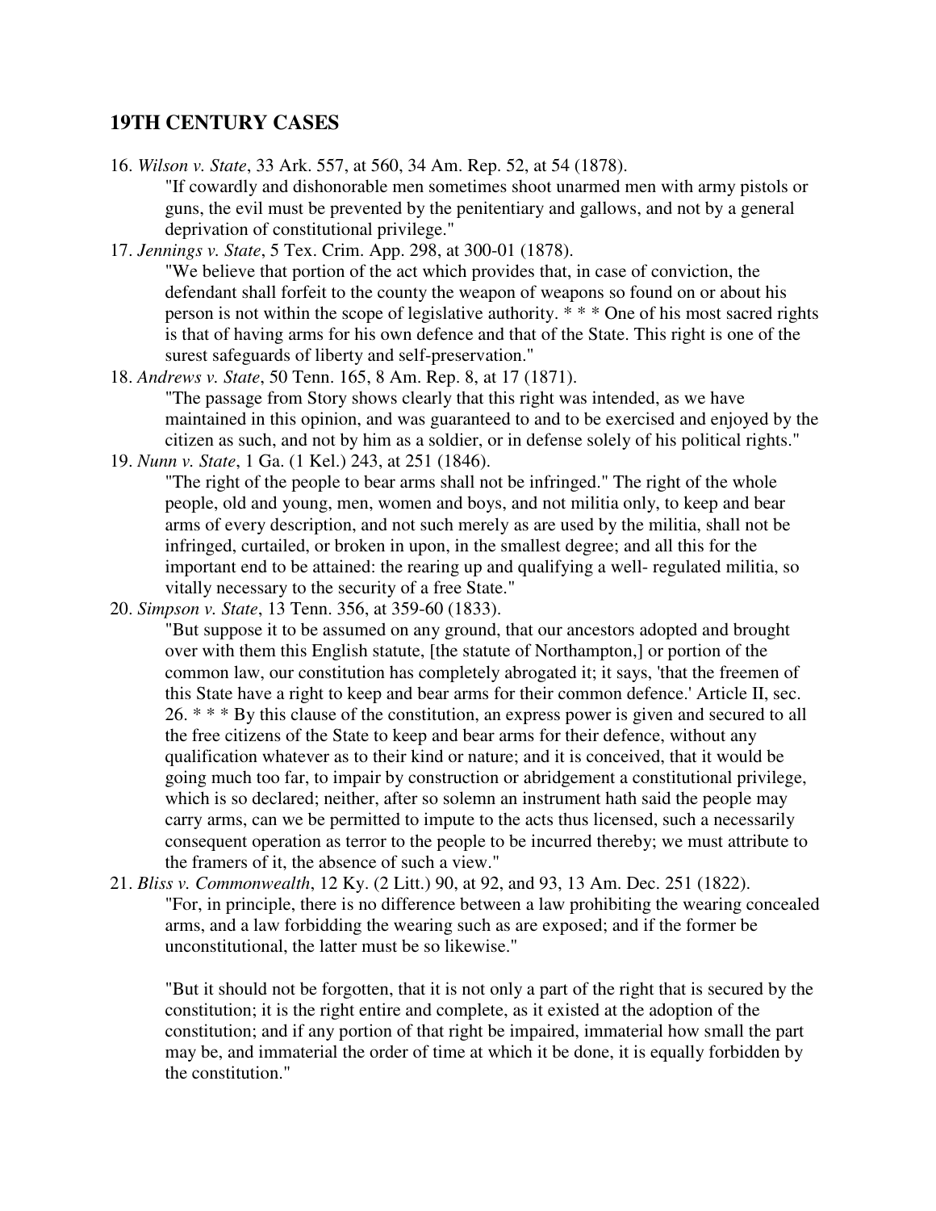## 19TH CENTURY CASES

16. *Wilson v. State*, 33 Ark. 557, at 560, 34 Am. Rep. 52, at 54 (1878).

    "If cowardly and dishonorable men sometimes shoot unarmed men with army pistols or guns, the evil must be prevented by the penitentiary and gallows, and not by a general deprivation of constitutional privilege."

17. *Jennings v. State*, 5 Tex. Crim. App. 298, at 300-01 (1878).

    "We believe that portion of the act which provides that, in case of conviction, the defendant shall forfeit to the county the weapon of weapons so found on or about his person is not within the scope of legislative authority. * * * One of his most sacred rights is that of having arms for his own defence and that of the State. This right is one of the surest safeguards of liberty and self-preservation."

18. *Andrews v. State*, 50 Tenn. 165, 8 Am. Rep. 8, at 17 (1871).

    "The passage from Story shows clearly that this right was intended, as we have maintained in this opinion, and was guaranteed to and to be exercised and enjoyed by the citizen as such, and not by him as a soldier, or in defense solely of his political rights."

19. *Nunn v. State*, 1 Ga. (1 Kel.) 243, at 251 (1846).

    "The right of the people to bear arms shall not be infringed." The right of the whole people, old and young, men, women and boys, and not militia only, to keep and bear arms of every description, and not such merely as are used by the militia, shall not be infringed, curtailed, or broken in upon, in the smallest degree; and all this for the important end to be attained: the rearing up and qualifying a well- regulated militia, so vitally necessary to the security of a free State."

20. *Simpson v. State*, 13 Tenn. 356, at 359-60 (1833).

    "But suppose it to be assumed on any ground, that our ancestors adopted and brought over with them this English statute, [the statute of Northampton,] or portion of the common law, our constitution has completely abrogated it; it says, 'that the freemen of this State have a right to keep and bear arms for their common defence.' Article II, sec. 26. * * * By this clause of the constitution, an express power is given and secured to all the free citizens of the State to keep and bear arms for their defence, without any qualification whatever as to their kind or nature; and it is conceived, that it would be going much too far, to impair by construction or abridgement a constitutional privilege, which is so declared; neither, after so solemn an instrument hath said the people may carry arms, can we be permitted to impute to the acts thus licensed, such a necessarily consequent operation as terror to the people to be incurred thereby; we must attribute to the framers of it, the absence of such a view."

21. *Bliss v. Commonwealth*, 12 Ky. (2 Litt.) 90, at 92, and 93, 13 Am. Dec. 251 (1822).

    "For, in principle, there is no difference between a law prohibiting the wearing concealed arms, and a law forbidding the wearing such as are exposed; and if the former be unconstitutional, the latter must be so likewise."

    "But it should not be forgotten, that it is not only a part of the right that is secured by the constitution; it is the right entire and complete, as it existed at the adoption of the constitution; and if any portion of that right be impaired, immaterial how small the part may be, and immaterial the order of time at which it be done, it is equally forbidden by the constitution."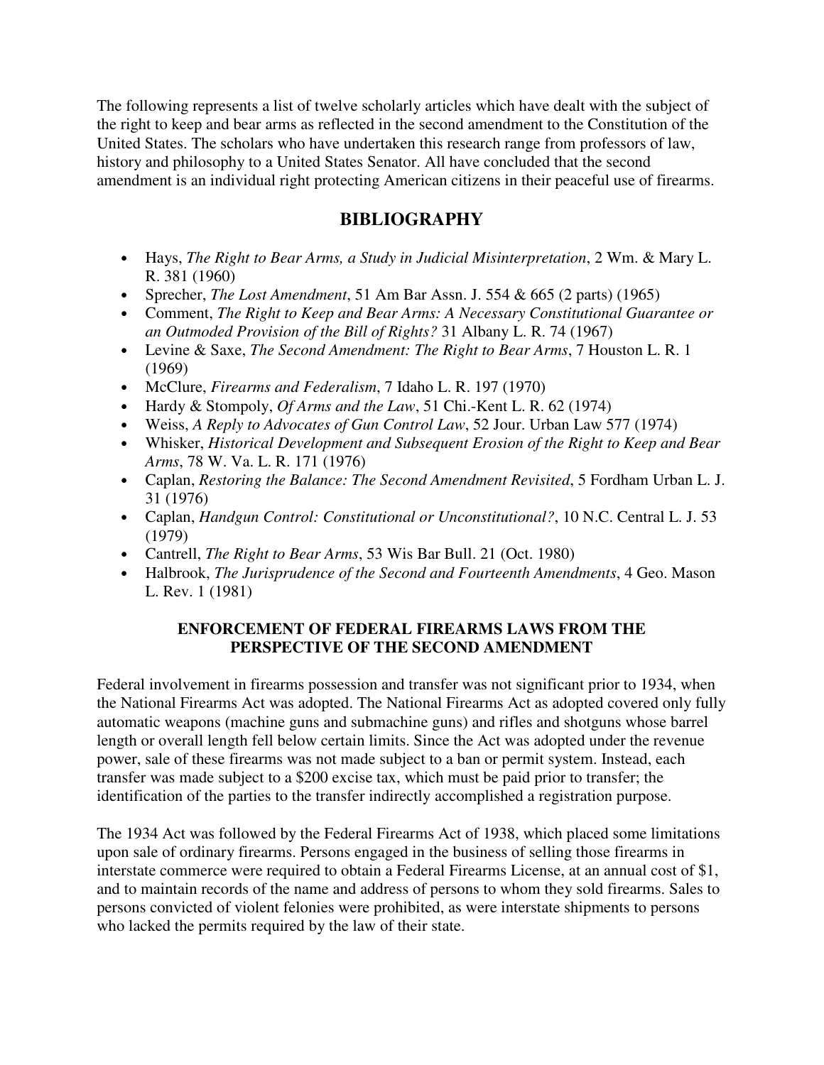The following represents a list of twelve scholarly articles which have dealt with the subject of the right to keep and bear arms as reflected in the second amendment to the Constitution of the United States. The scholars who have undertaken this research range from professors of law, history and philosophy to a United States Senator. All have concluded that the second amendment is an individual right protecting American citizens in their peaceful use of firearms.

## BIBLIOGRAPHY

- Hays, *The Right to Bear Arms, a Study in Judicial Misinterpretation*, 2 Wm. & Mary L. R. 381 (1960)
- Sprecher, *The Lost Amendment*, 51 Am Bar Assn. J. 554 & 665 (2 parts) (1965)
- Comment, *The Right to Keep and Bear Arms: A Necessary Constitutional Guarantee or an Outmoded Provision of the Bill of Rights?* 31 Albany L. R. 74 (1967)
- Levine & Saxe, *The Second Amendment: The Right to Bear Arms*, 7 Houston L. R. 1 (1969)
- McClure, *Firearms and Federalism*, 7 Idaho L. R. 197 (1970)
- Hardy & Stompoly, *Of Arms and the Law*, 51 Chi.-Kent L. R. 62 (1974)
- Weiss, *A Reply to Advocates of Gun Control Law*, 52 Jour. Urban Law 577 (1974)
- Whisker, *Historical Development and Subsequent Erosion of the Right to Keep and Bear Arms*, 78 W. Va. L. R. 171 (1976)
- Caplan, *Restoring the Balance: The Second Amendment Revisited*, 5 Fordham Urban L. J. 31 (1976)
- Caplan, *Handgun Control: Constitutional or Unconstitutional?*, 10 N.C. Central L. J. 53 (1979)
- Cantrell, *The Right to Bear Arms*, 53 Wis Bar Bull. 21 (Oct. 1980)
- Halbrook, *The Jurisprudence of the Second and Fourteenth Amendments*, 4 Geo. Mason L. Rev. 1 (1981)

### ENFORCEMENT OF FEDERAL FIREARMS LAWS FROM THE PERSPECTIVE OF THE SECOND AMENDMENT

Federal involvement in firearms possession and transfer was not significant prior to 1934, when the National Firearms Act was adopted. The National Firearms Act as adopted covered only fully automatic weapons (machine guns and submachine guns) and rifles and shotguns whose barrel length or overall length fell below certain limits. Since the Act was adopted under the revenue power, sale of these firearms was not made subject to a ban or permit system. Instead, each transfer was made subject to a $200 excise tax, which must be paid prior to transfer; the identification of the parties to the transfer indirectly accomplished a registration purpose.

The 1934 Act was followed by the Federal Firearms Act of 1938, which placed some limitations upon sale of ordinary firearms. Persons engaged in the business of selling those firearms in interstate commerce were required to obtain a Federal Firearms License, at an annual cost of $1, and to maintain records of the name and address of persons to whom they sold firearms. Sales to persons convicted of violent felonies were prohibited, as were interstate shipments to persons who lacked the permits required by the law of their state.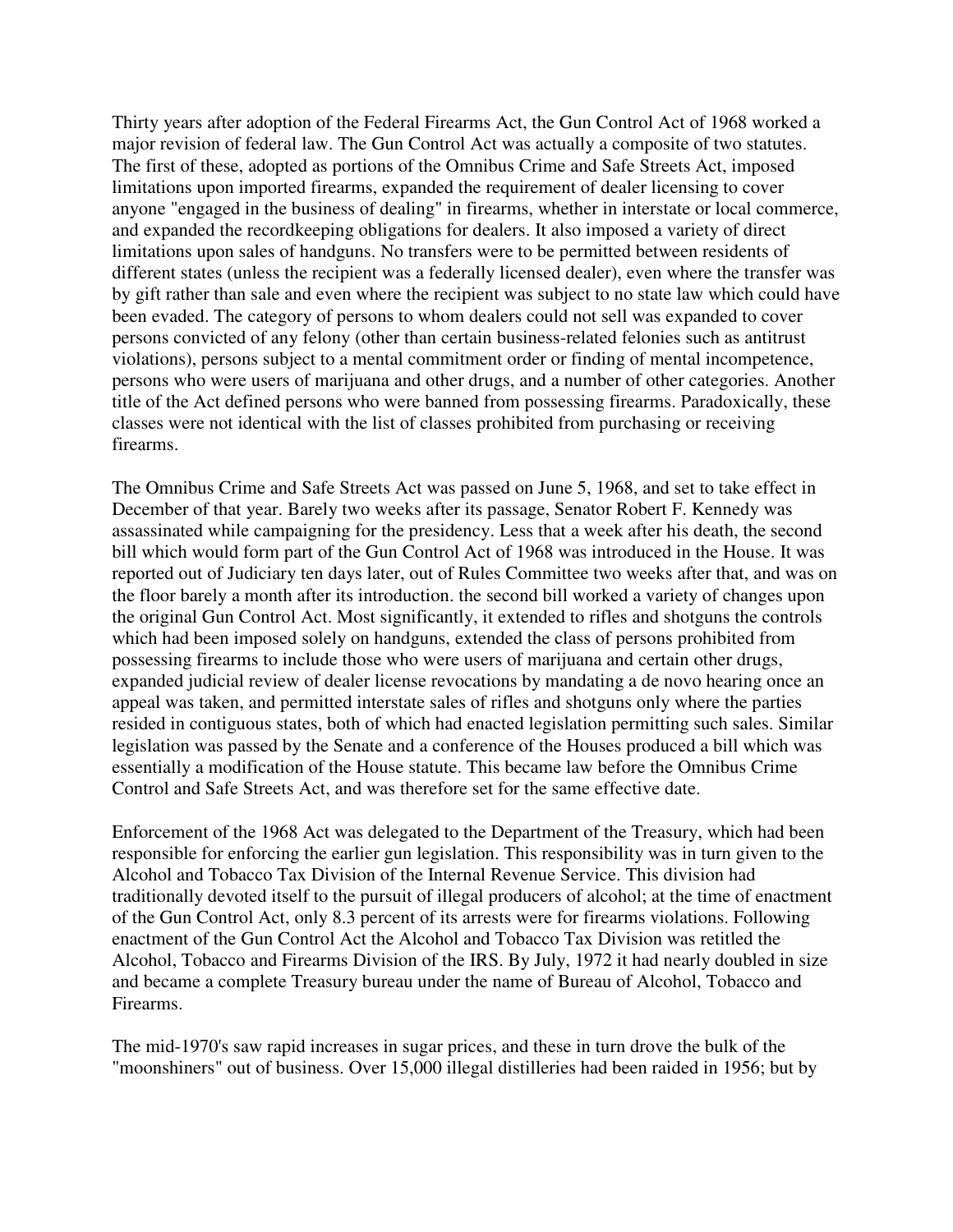Thirty years after adoption of the Federal Firearms Act, the Gun Control Act of 1968 worked a major revision of federal law. The Gun Control Act was actually a composite of two statutes. The first of these, adopted as portions of the Omnibus Crime and Safe Streets Act, imposed limitations upon imported firearms, expanded the requirement of dealer licensing to cover anyone "engaged in the business of dealing" in firearms, whether in interstate or local commerce, and expanded the recordkeeping obligations for dealers. It also imposed a variety of direct limitations upon sales of handguns. No transfers were to be permitted between residents of different states (unless the recipient was a federally licensed dealer), even where the transfer was by gift rather than sale and even where the recipient was subject to no state law which could have been evaded. The category of persons to whom dealers could not sell was expanded to cover persons convicted of any felony (other than certain business-related felonies such as antitrust violations), persons subject to a mental commitment order or finding of mental incompetence, persons who were users of marijuana and other drugs, and a number of other categories. Another title of the Act defined persons who were banned from possessing firearms. Paradoxically, these classes were not identical with the list of classes prohibited from purchasing or receiving firearms.

The Omnibus Crime and Safe Streets Act was passed on June 5, 1968, and set to take effect in December of that year. Barely two weeks after its passage, Senator Robert F. Kennedy was assassinated while campaigning for the presidency. Less that a week after his death, the second bill which would form part of the Gun Control Act of 1968 was introduced in the House. It was reported out of Judiciary ten days later, out of Rules Committee two weeks after that, and was on the floor barely a month after its introduction. the second bill worked a variety of changes upon the original Gun Control Act. Most significantly, it extended to rifles and shotguns the controls which had been imposed solely on handguns, extended the class of persons prohibited from possessing firearms to include those who were users of marijuana and certain other drugs, expanded judicial review of dealer license revocations by mandating a de novo hearing once an appeal was taken, and permitted interstate sales of rifles and shotguns only where the parties resided in contiguous states, both of which had enacted legislation permitting such sales. Similar legislation was passed by the Senate and a conference of the Houses produced a bill which was essentially a modification of the House statute. This became law before the Omnibus Crime Control and Safe Streets Act, and was therefore set for the same effective date.

Enforcement of the 1968 Act was delegated to the Department of the Treasury, which had been responsible for enforcing the earlier gun legislation. This responsibility was in turn given to the Alcohol and Tobacco Tax Division of the Internal Revenue Service. This division had traditionally devoted itself to the pursuit of illegal producers of alcohol; at the time of enactment of the Gun Control Act, only 8.3 percent of its arrests were for firearms violations. Following enactment of the Gun Control Act the Alcohol and Tobacco Tax Division was retitled the Alcohol, Tobacco and Firearms Division of the IRS. By July, 1972 it had nearly doubled in size and became a complete Treasury bureau under the name of Bureau of Alcohol, Tobacco and Firearms.

The mid-1970's saw rapid increases in sugar prices, and these in turn drove the bulk of the "moonshiners" out of business. Over 15,000 illegal distilleries had been raided in 1956; but by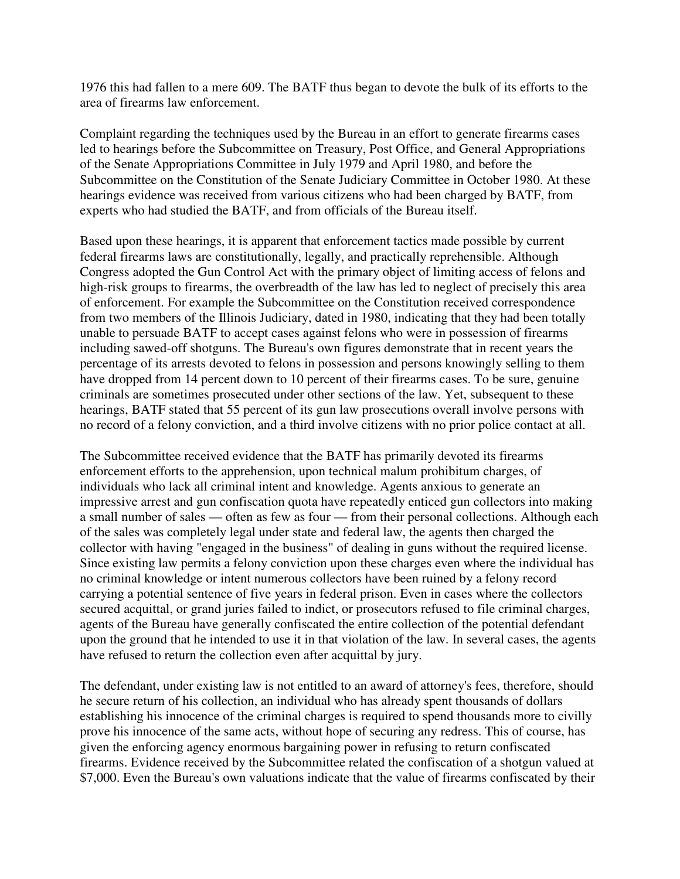1976 this had fallen to a mere 609. The BATF thus began to devote the bulk of its efforts to the area of firearms law enforcement.

Complaint regarding the techniques used by the Bureau in an effort to generate firearms cases led to hearings before the Subcommittee on Treasury, Post Office, and General Appropriations of the Senate Appropriations Committee in July 1979 and April 1980, and before the Subcommittee on the Constitution of the Senate Judiciary Committee in October 1980. At these hearings evidence was received from various citizens who had been charged by BATF, from experts who had studied the BATF, and from officials of the Bureau itself.

Based upon these hearings, it is apparent that enforcement tactics made possible by current federal firearms laws are constitutionally, legally, and practically reprehensible. Although Congress adopted the Gun Control Act with the primary object of limiting access of felons and high-risk groups to firearms, the overbreadth of the law has led to neglect of precisely this area of enforcement. For example the Subcommittee on the Constitution received correspondence from two members of the Illinois Judiciary, dated in 1980, indicating that they had been totally unable to persuade BATF to accept cases against felons who were in possession of firearms including sawed-off shotguns. The Bureau's own figures demonstrate that in recent years the percentage of its arrests devoted to felons in possession and persons knowingly selling to them have dropped from 14 percent down to 10 percent of their firearms cases. To be sure, genuine criminals are sometimes prosecuted under other sections of the law. Yet, subsequent to these hearings, BATF stated that 55 percent of its gun law prosecutions overall involve persons with no record of a felony conviction, and a third involve citizens with no prior police contact at all.

The Subcommittee received evidence that the BATF has primarily devoted its firearms enforcement efforts to the apprehension, upon technical malum prohibitum charges, of individuals who lack all criminal intent and knowledge. Agents anxious to generate an impressive arrest and gun confiscation quota have repeatedly enticed gun collectors into making a small number of sales — often as few as four — from their personal collections. Although each of the sales was completely legal under state and federal law, the agents then charged the collector with having "engaged in the business" of dealing in guns without the required license. Since existing law permits a felony conviction upon these charges even where the individual has no criminal knowledge or intent numerous collectors have been ruined by a felony record carrying a potential sentence of five years in federal prison. Even in cases where the collectors secured acquittal, or grand juries failed to indict, or prosecutors refused to file criminal charges, agents of the Bureau have generally confiscated the entire collection of the potential defendant upon the ground that he intended to use it in that violation of the law. In several cases, the agents have refused to return the collection even after acquittal by jury.

The defendant, under existing law is not entitled to an award of attorney's fees, therefore, should he secure return of his collection, an individual who has already spent thousands of dollars establishing his innocence of the criminal charges is required to spend thousands more to civilly prove his innocence of the same acts, without hope of securing any redress. This of course, has given the enforcing agency enormous bargaining power in refusing to return confiscated firearms. Evidence received by the Subcommittee related the confiscation of a shotgun valued at $7,000. Even the Bureau's own valuations indicate that the value of firearms confiscated by their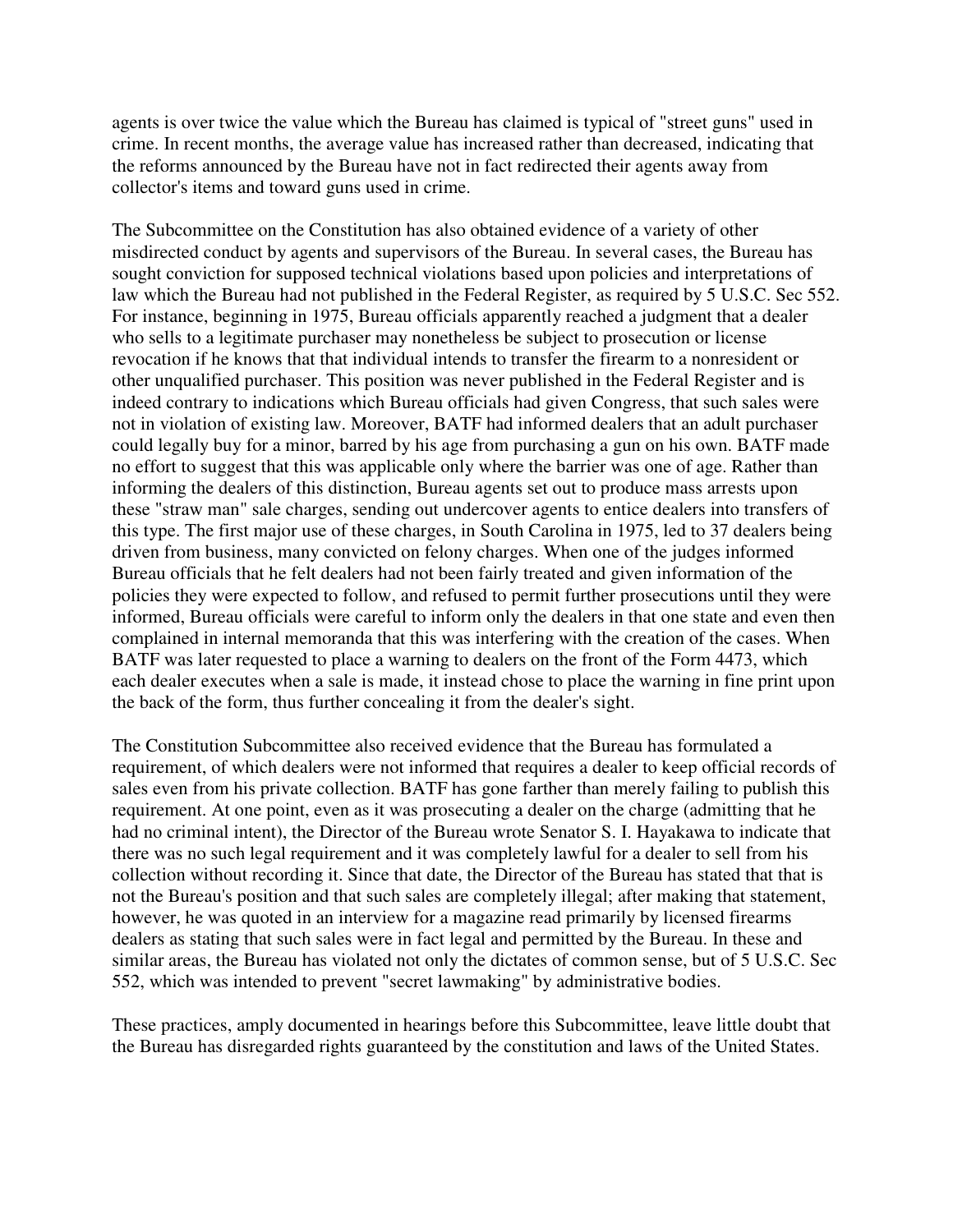agents is over twice the value which the Bureau has claimed is typical of "street guns" used in crime. In recent months, the average value has increased rather than decreased, indicating that the reforms announced by the Bureau have not in fact redirected their agents away from collector's items and toward guns used in crime.

The Subcommittee on the Constitution has also obtained evidence of a variety of other misdirected conduct by agents and supervisors of the Bureau. In several cases, the Bureau has sought conviction for supposed technical violations based upon policies and interpretations of law which the Bureau had not published in the Federal Register, as required by 5 U.S.C. Sec 552. For instance, beginning in 1975, Bureau officials apparently reached a judgment that a dealer who sells to a legitimate purchaser may nonetheless be subject to prosecution or license revocation if he knows that that individual intends to transfer the firearm to a nonresident or other unqualified purchaser. This position was never published in the Federal Register and is indeed contrary to indications which Bureau officials had given Congress, that such sales were not in violation of existing law. Moreover, BATF had informed dealers that an adult purchaser could legally buy for a minor, barred by his age from purchasing a gun on his own. BATF made no effort to suggest that this was applicable only where the barrier was one of age. Rather than informing the dealers of this distinction, Bureau agents set out to produce mass arrests upon these "straw man" sale charges, sending out undercover agents to entice dealers into transfers of this type. The first major use of these charges, in South Carolina in 1975, led to 37 dealers being driven from business, many convicted on felony charges. When one of the judges informed Bureau officials that he felt dealers had not been fairly treated and given information of the policies they were expected to follow, and refused to permit further prosecutions until they were informed, Bureau officials were careful to inform only the dealers in that one state and even then complained in internal memoranda that this was interfering with the creation of the cases. When BATF was later requested to place a warning to dealers on the front of the Form 4473, which each dealer executes when a sale is made, it instead chose to place the warning in fine print upon the back of the form, thus further concealing it from the dealer's sight.

The Constitution Subcommittee also received evidence that the Bureau has formulated a requirement, of which dealers were not informed that requires a dealer to keep official records of sales even from his private collection. BATF has gone farther than merely failing to publish this requirement. At one point, even as it was prosecuting a dealer on the charge (admitting that he had no criminal intent), the Director of the Bureau wrote Senator S. I. Hayakawa to indicate that there was no such legal requirement and it was completely lawful for a dealer to sell from his collection without recording it. Since that date, the Director of the Bureau has stated that that is not the Bureau's position and that such sales are completely illegal; after making that statement, however, he was quoted in an interview for a magazine read primarily by licensed firearms dealers as stating that such sales were in fact legal and permitted by the Bureau. In these and similar areas, the Bureau has violated not only the dictates of common sense, but of 5 U.S.C. Sec 552, which was intended to prevent "secret lawmaking" by administrative bodies.

These practices, amply documented in hearings before this Subcommittee, leave little doubt that the Bureau has disregarded rights guaranteed by the constitution and laws of the United States.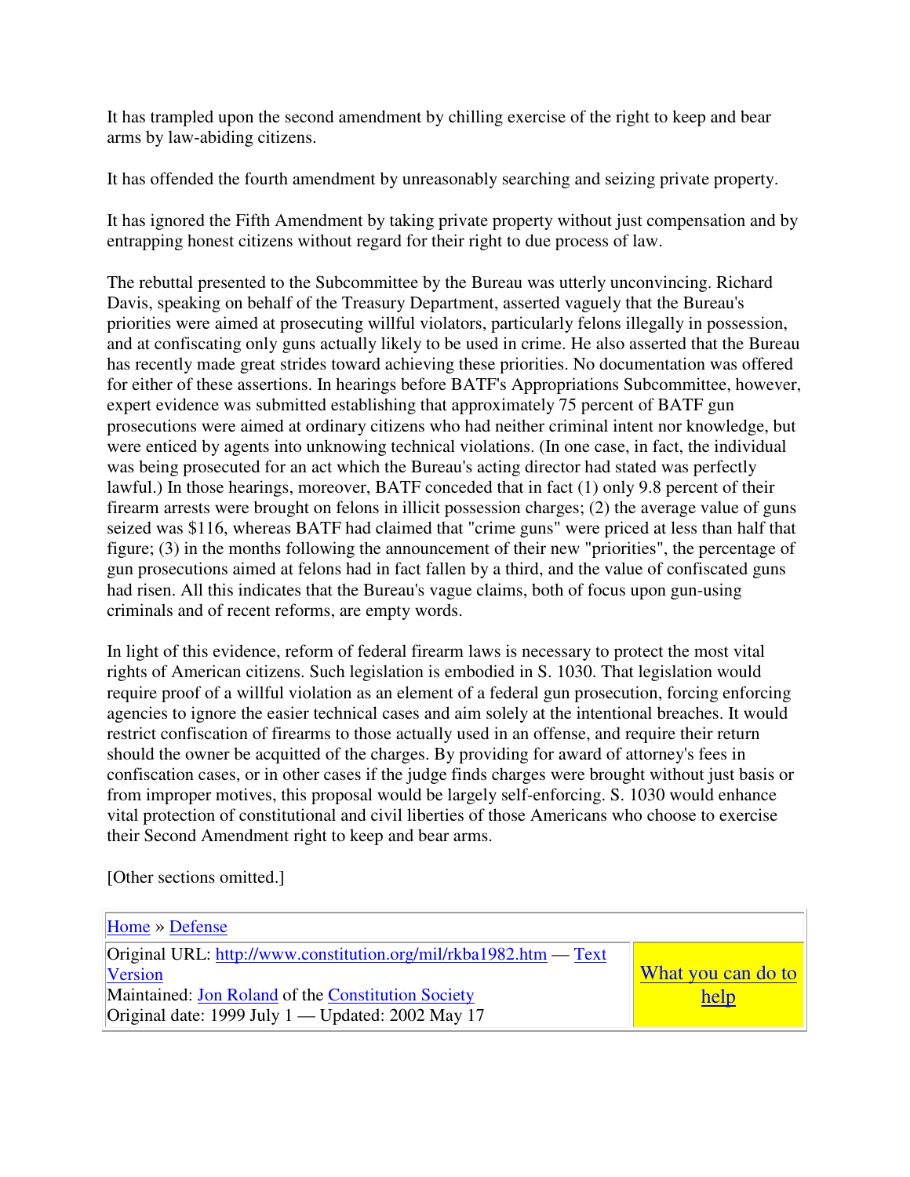It has trampled upon the second amendment by chilling exercise of the right to keep and bear arms by law-abiding citizens.

It has offended the fourth amendment by unreasonably searching and seizing private property.

It has ignored the Fifth Amendment by taking private property without just compensation and by entrapping honest citizens without regard for their right to due process of law.

The rebuttal presented to the Subcommittee by the Bureau was utterly unconvincing. Richard Davis, speaking on behalf of the Treasury Department, asserted vaguely that the Bureau's priorities were aimed at prosecuting willful violators, particularly felons illegally in possession, and at confiscating only guns actually likely to be used in crime. He also asserted that the Bureau has recently made great strides toward achieving these priorities. No documentation was offered for either of these assertions. In hearings before BATF's Appropriations Subcommittee, however, expert evidence was submitted establishing that approximately 75 percent of BATF gun prosecutions were aimed at ordinary citizens who had neither criminal intent nor knowledge, but were enticed by agents into unknowing technical violations. (In one case, in fact, the individual was being prosecuted for an act which the Bureau's acting director had stated was perfectly lawful.) In those hearings, moreover, BATF conceded that in fact (1) only 9.8 percent of their firearm arrests were brought on felons in illicit possession charges; (2) the average value of guns seized was $116, whereas BATF had claimed that "crime guns" were priced at less than half that figure; (3) in the months following the announcement of their new "priorities", the percentage of gun prosecutions aimed at felons had in fact fallen by a third, and the value of confiscated guns had risen. All this indicates that the Bureau's vague claims, both of focus upon gun-using criminals and of recent reforms, are empty words.

In light of this evidence, reform of federal firearm laws is necessary to protect the most vital rights of American citizens. Such legislation is embodied in S. 1030. That legislation would require proof of a willful violation as an element of a federal gun prosecution, forcing enforcing agencies to ignore the easier technical cases and aim solely at the intentional breaches. It would restrict confiscation of firearms to those actually used in an offense, and require their return should the owner be acquitted of the charges. By providing for award of attorney's fees in confiscation cases, or in other cases if the judge finds charges were brought without just basis or from improper motives, this proposal would be largely self-enforcing. S. 1030 would enhance vital protection of constitutional and civil liberties of those Americans who choose to exercise their Second Amendment right to keep and bear arms.

[Other sections omitted.]

| | |
|---|---|
| Home » Defense | |
| Original URL: http://www.constitution.org/mil/rkba1982.htm — Text Version<br>Maintained: Jon Roland of the Constitution Society<br>Original date: 1999 July 1 — Updated: 2002 May 17 | What you can do to help |